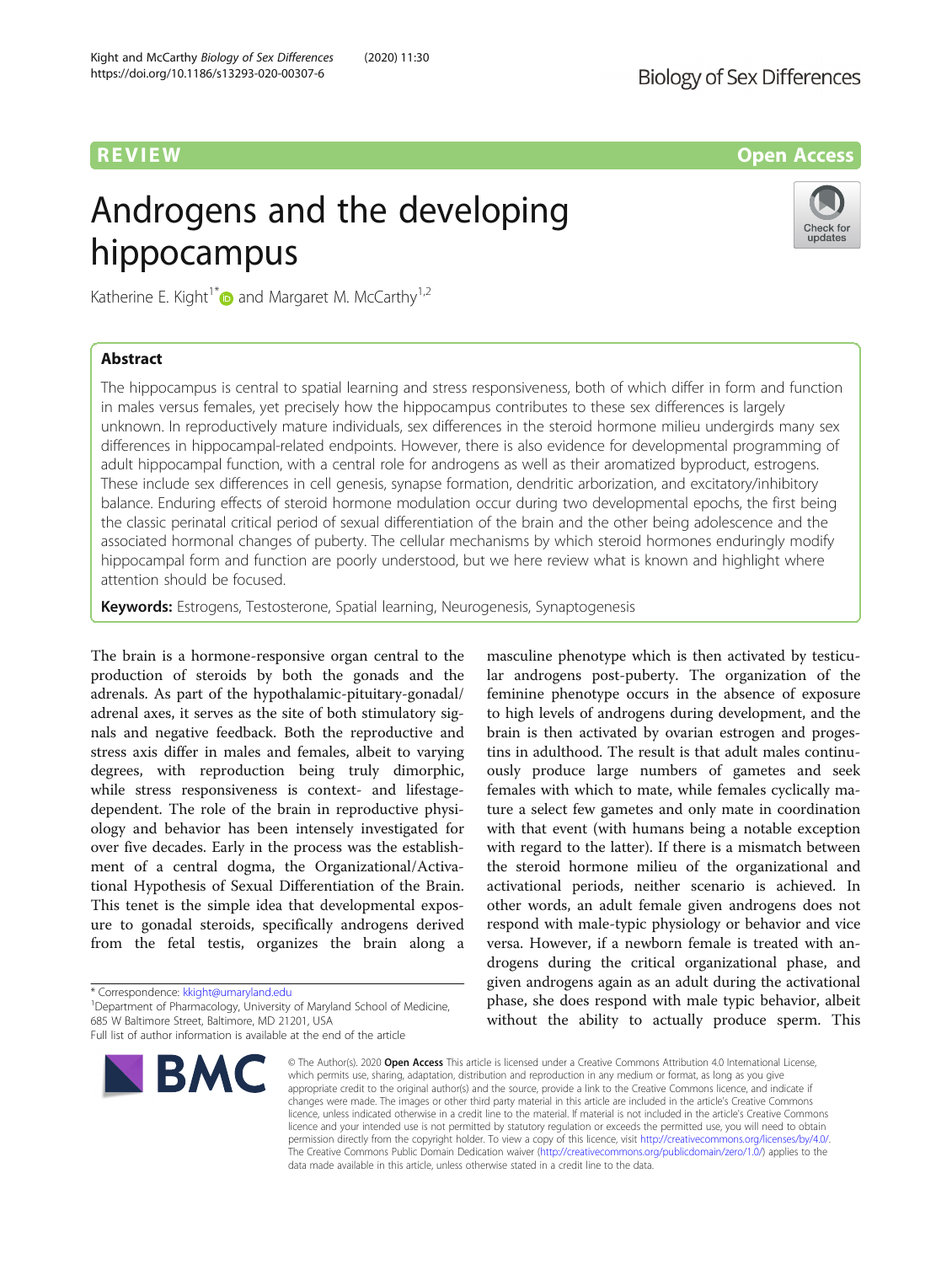REVIEW

Open Access

# Androgens and the developing hippocampus

Katherine E. Kight[1*] and Margaret M. McCarthy[1,2]

## Abstract

The hippocampus is central to spatial learning and stress responsiveness, both of which differ in form and function in males versus females, yet precisely how the hippocampus contributes to these sex differences is largely unknown. In reproductively mature individuals, sex differences in the steroid hormone milieu undergirds many sex differences in hippocampal-related endpoints. However, there is also evidence for developmental programming of adult hippocampal function, with a central role for androgens as well as their aromatized byproduct, estrogens. These include sex differences in cell genesis, synapse formation, dendritic arborization, and excitatory/inhibitory balance. Enduring effects of steroid hormone modulation occur during two developmental epochs, the first being the classic perinatal critical period of sexual differentiation of the brain and the other being adolescence and the associated hormonal changes of puberty. The cellular mechanisms by which steroid hormones enduringly modify hippocampal form and function are poorly understood, but we here review what is known and highlight where attention should be focused.

**Keywords:** Estrogens, Testosterone, Spatial learning, Neurogenesis, Synaptogenesis

The brain is a hormone-responsive organ central to the production of steroids by both the gonads and the adrenals. As part of the hypothalamic-pituitary-gonadal/adrenal axes, it serves as the site of both stimulatory signals and negative feedback. Both the reproductive and stress axis differ in males and females, albeit to varying degrees, with reproduction being truly dimorphic, while stress responsiveness is context- and lifestage-dependent. The role of the brain in reproductive physiology and behavior has been intensely investigated for over five decades. Early in the process was the establishment of a central dogma, the Organizational/Activational Hypothesis of Sexual Differentiation of the Brain. This tenet is the simple idea that developmental exposure to gonadal steroids, specifically androgens derived from the fetal testis, organizes the brain along a masculine phenotype which is then activated by testicular androgens post-puberty. The organization of the feminine phenotype occurs in the absence of exposure to high levels of androgens during development, and the brain is then activated by ovarian estrogen and progestins in adulthood. The result is that adult males continuously produce large numbers of gametes and seek females with which to mate, while females cyclically mature a select few gametes and only mate in coordination with that event (with humans being a notable exception with regard to the latter). If there is a mismatch between the steroid hormone milieu of the organizational and activational periods, neither scenario is achieved. In other words, an adult female given androgens does not respond with male-typic physiology or behavior and vice versa. However, if a newborn female is treated with androgens during the critical organizational phase, and given androgens again as an adult during the activational phase, she does respond with male typic behavior, albeit without the ability to actually produce sperm. This

\* Correspondence: kkight@umaryland.edu
[1]Department of Pharmacology, University of Maryland School of Medicine, 685 W Baltimore Street, Baltimore, MD 21201, USA
Full list of author information is available at the end of the article

© The Author(s). 2020 **Open Access** This article is licensed under a Creative Commons Attribution 4.0 International License, which permits use, sharing, adaptation, distribution and reproduction in any medium or format, as long as you give appropriate credit to the original author(s) and the source, provide a link to the Creative Commons licence, and indicate if changes were made. The images or other third party material in this article are included in the article's Creative Commons licence, unless indicated otherwise in a credit line to the material. If material is not included in the article's Creative Commons licence and your intended use is not permitted by statutory regulation or exceeds the permitted use, you will need to obtain permission directly from the copyright holder. To view a copy of this licence, visit http://creativecommons.org/licenses/by/4.0/. The Creative Commons Public Domain Dedication waiver (http://creativecommons.org/publicdomain/zero/1.0/) applies to the data made available in this article, unless otherwise stated in a credit line to the data.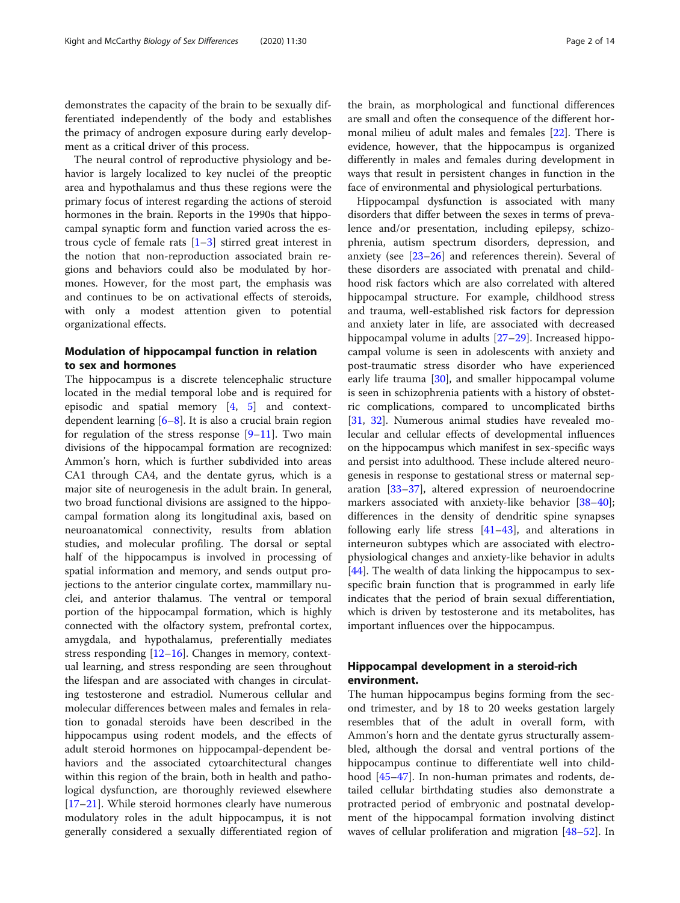demonstrates the capacity of the brain to be sexually differentiated independently of the body and establishes the primacy of androgen exposure during early development as a critical driver of this process.

The neural control of reproductive physiology and behavior is largely localized to key nuclei of the preoptic area and hypothalamus and thus these regions were the primary focus of interest regarding the actions of steroid hormones in the brain. Reports in the 1990s that hippocampal synaptic form and function varied across the estrous cycle of female rats [1–3] stirred great interest in the notion that non-reproduction associated brain regions and behaviors could also be modulated by hormones. However, for the most part, the emphasis was and continues to be on activational effects of steroids, with only a modest attention given to potential organizational effects.

## Modulation of hippocampal function in relation to sex and hormones

The hippocampus is a discrete telencephalic structure located in the medial temporal lobe and is required for episodic and spatial memory [4, 5] and context-dependent learning [6–8]. It is also a crucial brain region for regulation of the stress response [9–11]. Two main divisions of the hippocampal formation are recognized: Ammon's horn, which is further subdivided into areas CA1 through CA4, and the dentate gyrus, which is a major site of neurogenesis in the adult brain. In general, two broad functional divisions are assigned to the hippocampal formation along its longitudinal axis, based on neuroanatomical connectivity, results from ablation studies, and molecular profiling. The dorsal or septal half of the hippocampus is involved in processing of spatial information and memory, and sends output projections to the anterior cingulate cortex, mammillary nuclei, and anterior thalamus. The ventral or temporal portion of the hippocampal formation, which is highly connected with the olfactory system, prefrontal cortex, amygdala, and hypothalamus, preferentially mediates stress responding [12–16]. Changes in memory, contextual learning, and stress responding are seen throughout the lifespan and are associated with changes in circulating testosterone and estradiol. Numerous cellular and molecular differences between males and females in relation to gonadal steroids have been described in the hippocampus using rodent models, and the effects of adult steroid hormones on hippocampal-dependent behaviors and the associated cytoarchitectural changes within this region of the brain, both in health and pathological dysfunction, are thoroughly reviewed elsewhere [17–21]. While steroid hormones clearly have numerous modulatory roles in the adult hippocampus, it is not generally considered a sexually differentiated region of the brain, as morphological and functional differences are small and often the consequence of the different hormonal milieu of adult males and females [22]. There is evidence, however, that the hippocampus is organized differently in males and females during development in ways that result in persistent changes in function in the face of environmental and physiological perturbations.

Hippocampal dysfunction is associated with many disorders that differ between the sexes in terms of prevalence and/or presentation, including epilepsy, schizophrenia, autism spectrum disorders, depression, and anxiety (see [23–26] and references therein). Several of these disorders are associated with prenatal and childhood risk factors which are also correlated with altered hippocampal structure. For example, childhood stress and trauma, well-established risk factors for depression and anxiety later in life, are associated with decreased hippocampal volume in adults [27–29]. Increased hippocampal volume is seen in adolescents with anxiety and post-traumatic stress disorder who have experienced early life trauma [30], and smaller hippocampal volume is seen in schizophrenia patients with a history of obstetric complications, compared to uncomplicated births [31, 32]. Numerous animal studies have revealed molecular and cellular effects of developmental influences on the hippocampus which manifest in sex-specific ways and persist into adulthood. These include altered neurogenesis in response to gestational stress or maternal separation [33–37], altered expression of neuroendocrine markers associated with anxiety-like behavior [38–40]; differences in the density of dendritic spine synapses following early life stress [41–43], and alterations in interneuron subtypes which are associated with electrophysiological changes and anxiety-like behavior in adults [44]. The wealth of data linking the hippocampus to sex-specific brain function that is programmed in early life indicates that the period of brain sexual differentiation, which is driven by testosterone and its metabolites, has important influences over the hippocampus.

## Hippocampal development in a steroid-rich environment.

The human hippocampus begins forming from the second trimester, and by 18 to 20 weeks gestation largely resembles that of the adult in overall form, with Ammon's horn and the dentate gyrus structurally assembled, although the dorsal and ventral portions of the hippocampus continue to differentiate well into childhood [45–47]. In non-human primates and rodents, detailed cellular birthdating studies also demonstrate a protracted period of embryonic and postnatal development of the hippocampal formation involving distinct waves of cellular proliferation and migration [48–52]. In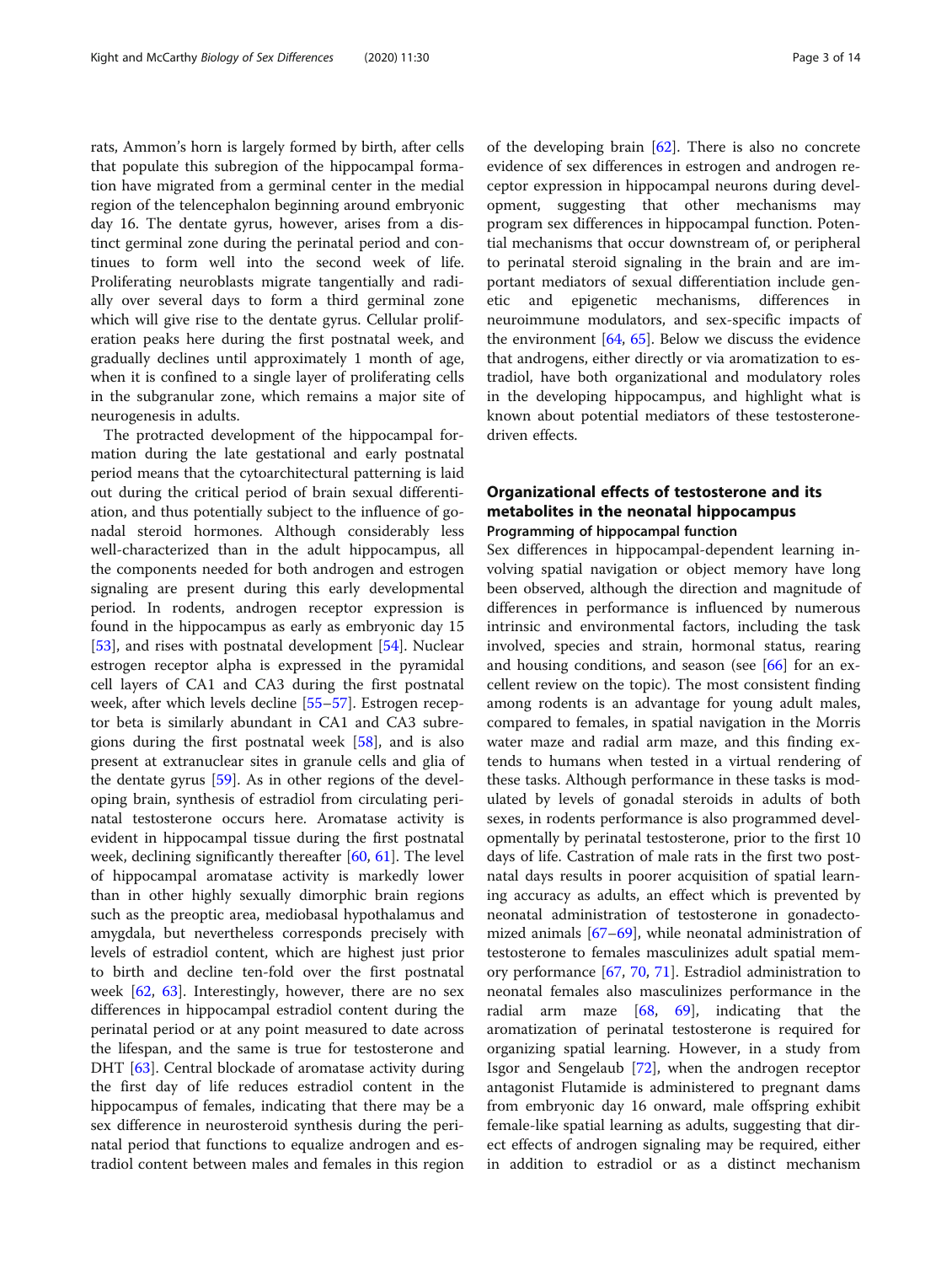rats, Ammon's horn is largely formed by birth, after cells that populate this subregion of the hippocampal formation have migrated from a germinal center in the medial region of the telencephalon beginning around embryonic day 16. The dentate gyrus, however, arises from a distinct germinal zone during the perinatal period and continues to form well into the second week of life. Proliferating neuroblasts migrate tangentially and radially over several days to form a third germinal zone which will give rise to the dentate gyrus. Cellular proliferation peaks here during the first postnatal week, and gradually declines until approximately 1 month of age, when it is confined to a single layer of proliferating cells in the subgranular zone, which remains a major site of neurogenesis in adults.

The protracted development of the hippocampal formation during the late gestational and early postnatal period means that the cytoarchitectural patterning is laid out during the critical period of brain sexual differentiation, and thus potentially subject to the influence of gonadal steroid hormones. Although considerably less well-characterized than in the adult hippocampus, all the components needed for both androgen and estrogen signaling are present during this early developmental period. In rodents, androgen receptor expression is found in the hippocampus as early as embryonic day 15 [53], and rises with postnatal development [54]. Nuclear estrogen receptor alpha is expressed in the pyramidal cell layers of CA1 and CA3 during the first postnatal week, after which levels decline [55–57]. Estrogen receptor beta is similarly abundant in CA1 and CA3 subregions during the first postnatal week [58], and is also present at extranuclear sites in granule cells and glia of the dentate gyrus [59]. As in other regions of the developing brain, synthesis of estradiol from circulating perinatal testosterone occurs here. Aromatase activity is evident in hippocampal tissue during the first postnatal week, declining significantly thereafter [60, 61]. The level of hippocampal aromatase activity is markedly lower than in other highly sexually dimorphic brain regions such as the preoptic area, mediobasal hypothalamus and amygdala, but nevertheless corresponds precisely with levels of estradiol content, which are highest just prior to birth and decline ten-fold over the first postnatal week [62, 63]. Interestingly, however, there are no sex differences in hippocampal estradiol content during the perinatal period or at any point measured to date across the lifespan, and the same is true for testosterone and DHT [63]. Central blockade of aromatase activity during the first day of life reduces estradiol content in the hippocampus of females, indicating that there may be a sex difference in neurosteroid synthesis during the perinatal period that functions to equalize androgen and estradiol content between males and females in this region of the developing brain [62]. There is also no concrete evidence of sex differences in estrogen and androgen receptor expression in hippocampal neurons during development, suggesting that other mechanisms may program sex differences in hippocampal function. Potential mechanisms that occur downstream of, or peripheral to perinatal steroid signaling in the brain and are important mediators of sexual differentiation include genetic and epigenetic mechanisms, differences in neuroimmune modulators, and sex-specific impacts of the environment [64, 65]. Below we discuss the evidence that androgens, either directly or via aromatization to estradiol, have both organizational and modulatory roles in the developing hippocampus, and highlight what is known about potential mediators of these testosterone-driven effects.

## Organizational effects of testosterone and its metabolites in the neonatal hippocampus

### Programming of hippocampal function

Sex differences in hippocampal-dependent learning involving spatial navigation or object memory have long been observed, although the direction and magnitude of differences in performance is influenced by numerous intrinsic and environmental factors, including the task involved, species and strain, hormonal status, rearing and housing conditions, and season (see [66] for an excellent review on the topic). The most consistent finding among rodents is an advantage for young adult males, compared to females, in spatial navigation in the Morris water maze and radial arm maze, and this finding extends to humans when tested in a virtual rendering of these tasks. Although performance in these tasks is modulated by levels of gonadal steroids in adults of both sexes, in rodents performance is also programmed developmentally by perinatal testosterone, prior to the first 10 days of life. Castration of male rats in the first two postnatal days results in poorer acquisition of spatial learning accuracy as adults, an effect which is prevented by neonatal administration of testosterone in gonadectomized animals [67–69], while neonatal administration of testosterone to females masculinizes adult spatial memory performance [67, 70, 71]. Estradiol administration to neonatal females also masculinizes performance in the radial arm maze [68, 69], indicating that the aromatization of perinatal testosterone is required for organizing spatial learning. However, in a study from Isgor and Sengelaub [72], when the androgen receptor antagonist Flutamide is administered to pregnant dams from embryonic day 16 onward, male offspring exhibit female-like spatial learning as adults, suggesting that direct effects of androgen signaling may be required, either in addition to estradiol or as a distinct mechanism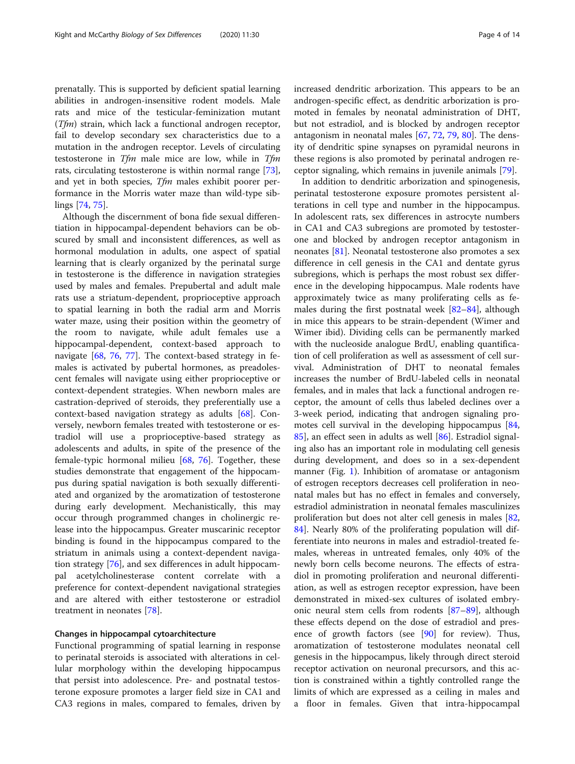prenatally. This is supported by deficient spatial learning abilities in androgen-insensitive rodent models. Male rats and mice of the testicular-feminization mutant (*Tfm*) strain, which lack a functional androgen receptor, fail to develop secondary sex characteristics due to a mutation in the androgen receptor. Levels of circulating testosterone in *Tfm* male mice are low, while in *Tfm* rats, circulating testosterone is within normal range [73], and yet in both species, *Tfm* males exhibit poorer performance in the Morris water maze than wild-type siblings [74, 75].

Although the discernment of bona fide sexual differentiation in hippocampal-dependent behaviors can be obscured by small and inconsistent differences, as well as hormonal modulation in adults, one aspect of spatial learning that is clearly organized by the perinatal surge in testosterone is the difference in navigation strategies used by males and females. Prepubertal and adult male rats use a striatum-dependent, proprioceptive approach to spatial learning in both the radial arm and Morris water maze, using their position within the geometry of the room to navigate, while adult females use a hippocampal-dependent, context-based approach to navigate [68, 76, 77]. The context-based strategy in females is activated by pubertal hormones, as preadolescent females will navigate using either proprioceptive or context-dependent strategies. When newborn males are castration-deprived of steroids, they preferentially use a context-based navigation strategy as adults [68]. Conversely, newborn females treated with testosterone or estradiol will use a proprioceptive-based strategy as adolescents and adults, in spite of the presence of the female-typic hormonal milieu [68, 76]. Together, these studies demonstrate that engagement of the hippocampus during spatial navigation is both sexually differentiated and organized by the aromatization of testosterone during early development. Mechanistically, this may occur through programmed changes in cholinergic release into the hippocampus. Greater muscarinic receptor binding is found in the hippocampus compared to the striatum in animals using a context-dependent navigation strategy [76], and sex differences in adult hippocampal acetylcholinesterase content correlate with a preference for context-dependent navigational strategies and are altered with either testosterone or estradiol treatment in neonates [78].

#### Changes in hippocampal cytoarchitecture

Functional programming of spatial learning in response to perinatal steroids is associated with alterations in cellular morphology within the developing hippocampus that persist into adolescence. Pre- and postnatal testosterone exposure promotes a larger field size in CA1 and CA3 regions in males, compared to females, driven by increased dendritic arborization. This appears to be an androgen-specific effect, as dendritic arborization is promoted in females by neonatal administration of DHT, but not estradiol, and is blocked by androgen receptor antagonism in neonatal males [67, 72, 79, 80]. The density of dendritic spine synapses on pyramidal neurons in these regions is also promoted by perinatal androgen receptor signaling, which remains in juvenile animals [79].

In addition to dendritic arborization and spinogenesis, perinatal testosterone exposure promotes persistent alterations in cell type and number in the hippocampus. In adolescent rats, sex differences in astrocyte numbers in CA1 and CA3 subregions are promoted by testosterone and blocked by androgen receptor antagonism in neonates [81]. Neonatal testosterone also promotes a sex difference in cell genesis in the CA1 and dentate gyrus subregions, which is perhaps the most robust sex difference in the developing hippocampus. Male rodents have approximately twice as many proliferating cells as females during the first postnatal week [82–84], although in mice this appears to be strain-dependent (Wimer and Wimer ibid). Dividing cells can be permanently marked with the nucleoside analogue BrdU, enabling quantification of cell proliferation as well as assessment of cell survival. Administration of DHT to neonatal females increases the number of BrdU-labeled cells in neonatal females, and in males that lack a functional androgen receptor, the amount of cells thus labeled declines over a 3-week period, indicating that androgen signaling promotes cell survival in the developing hippocampus [84, 85], an effect seen in adults as well [86]. Estradiol signaling also has an important role in modulating cell genesis during development, and does so in a sex-dependent manner (Fig. 1). Inhibition of aromatase or antagonism of estrogen receptors decreases cell proliferation in neonatal males but has no effect in females and conversely, estradiol administration in neonatal females masculinizes proliferation but does not alter cell genesis in males [82, 84]. Nearly 80% of the proliferating population will differentiate into neurons in males and estradiol-treated females, whereas in untreated females, only 40% of the newly born cells become neurons. The effects of estradiol in promoting proliferation and neuronal differentiation, as well as estrogen receptor expression, have been demonstrated in mixed-sex cultures of isolated embryonic neural stem cells from rodents [87–89], although these effects depend on the dose of estradiol and presence of growth factors (see [90] for review). Thus, aromatization of testosterone modulates neonatal cell genesis in the hippocampus, likely through direct steroid receptor activation on neuronal precursors, and this action is constrained within a tightly controlled range the limits of which are expressed as a ceiling in males and a floor in females. Given that intra-hippocampal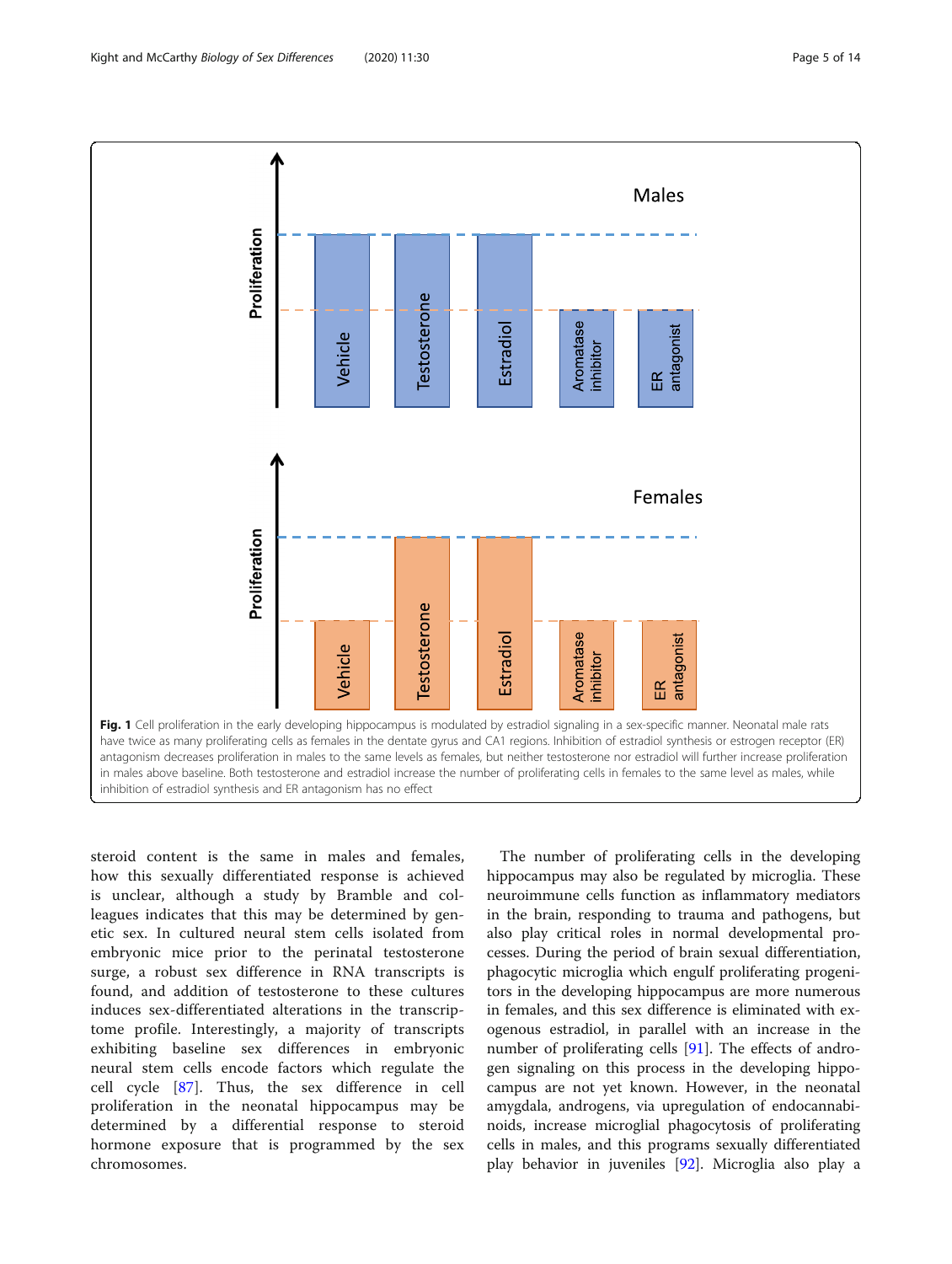Males

Proliferation

Vehicle

Testosterone

Estradiol

Aromatase inhibitor

ER antagonist

Females

Proliferation

Vehicle

Testosterone

Estradiol

Aromatase inhibitor

ER antagonist

**Fig. 1** Cell proliferation in the early developing hippocampus is modulated by estradiol signaling in a sex-specific manner. Neonatal male rats have twice as many proliferating cells as females in the dentate gyrus and CA1 regions. Inhibition of estradiol synthesis or estrogen receptor (ER) antagonism decreases proliferation in males to the same levels as females, but neither testosterone nor estradiol will further increase proliferation in males above baseline. Both testosterone and estradiol increase the number of proliferating cells in females to the same level as males, while inhibition of estradiol synthesis and ER antagonism has no effect

steroid content is the same in males and females, how this sexually differentiated response is achieved is unclear, although a study by Bramble and colleagues indicates that this may be determined by genetic sex. In cultured neural stem cells isolated from embryonic mice prior to the perinatal testosterone surge, a robust sex difference in RNA transcripts is found, and addition of testosterone to these cultures induces sex-differentiated alterations in the transcriptome profile. Interestingly, a majority of transcripts exhibiting baseline sex differences in embryonic neural stem cells encode factors which regulate the cell cycle [87]. Thus, the sex difference in cell proliferation in the neonatal hippocampus may be determined by a differential response to steroid hormone exposure that is programmed by the sex chromosomes.

The number of proliferating cells in the developing hippocampus may also be regulated by microglia. These neuroimmune cells function as inflammatory mediators in the brain, responding to trauma and pathogens, but also play critical roles in normal developmental processes. During the period of brain sexual differentiation, phagocytic microglia which engulf proliferating progenitors in the developing hippocampus are more numerous in females, and this sex difference is eliminated with exogenous estradiol, in parallel with an increase in the number of proliferating cells [91]. The effects of androgen signaling on this process in the developing hippocampus are not yet known. However, in the neonatal amygdala, androgens, via upregulation of endocannabinoids, increase microglial phagocytosis of proliferating cells in males, and this programs sexually differentiated play behavior in juveniles [92]. Microglia also play a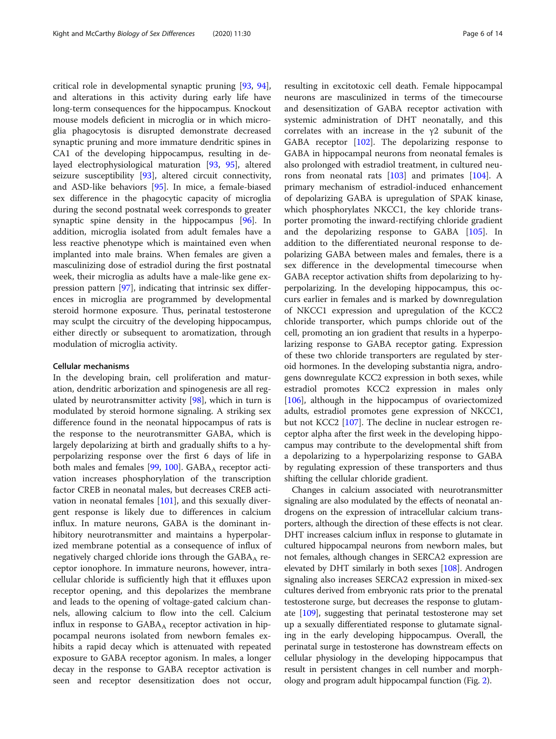critical role in developmental synaptic pruning [93, 94], and alterations in this activity during early life have long-term consequences for the hippocampus. Knockout mouse models deficient in microglia or in which microglia phagocytosis is disrupted demonstrate decreased synaptic pruning and more immature dendritic spines in CA1 of the developing hippocampus, resulting in delayed electrophysiological maturation [93, 95], altered seizure susceptibility [93], altered circuit connectivity, and ASD-like behaviors [95]. In mice, a female-biased sex difference in the phagocytic capacity of microglia during the second postnatal week corresponds to greater synaptic spine density in the hippocampus [96]. In addition, microglia isolated from adult females have a less reactive phenotype which is maintained even when implanted into male brains. When females are given a masculinizing dose of estradiol during the first postnatal week, their microglia as adults have a male-like gene expression pattern [97], indicating that intrinsic sex differences in microglia are programmed by developmental steroid hormone exposure. Thus, perinatal testosterone may sculpt the circuitry of the developing hippocampus, either directly or subsequent to aromatization, through modulation of microglia activity.

#### Cellular mechanisms

In the developing brain, cell proliferation and maturation, dendritic arborization and spinogenesis are all regulated by neurotransmitter activity [98], which in turn is modulated by steroid hormone signaling. A striking sex difference found in the neonatal hippocampus of rats is the response to the neurotransmitter GABA, which is largely depolarizing at birth and gradually shifts to a hyperpolarizing response over the first 6 days of life in both males and females [99, 100]. $GABA_A$ receptor activation increases phosphorylation of the transcription factor CREB in neonatal males, but decreases CREB activation in neonatal females [101], and this sexually divergent response is likely due to differences in calcium influx. In mature neurons, GABA is the dominant inhibitory neurotransmitter and maintains a hyperpolarized membrane potential as a consequence of influx of negatively charged chloride ions through the $GABA_A$ receptor ionophore. In immature neurons, however, intracellular chloride is sufficiently high that it effluxes upon receptor opening, and this depolarizes the membrane and leads to the opening of voltage-gated calcium channels, allowing calcium to flow into the cell. Calcium influx in response to $GABA_A$ receptor activation in hippocampal neurons isolated from newborn females exhibits a rapid decay which is attenuated with repeated exposure to GABA receptor agonism. In males, a longer decay in the response to GABA receptor activation is seen and receptor desensitization does not occur, resulting in excitotoxic cell death. Female hippocampal neurons are masculinized in terms of the timecourse and desensitization of GABA receptor activation with systemic administration of DHT neonatally, and this correlates with an increase in the γ2 subunit of the GABA receptor [102]. The depolarizing response to GABA in hippocampal neurons from neonatal females is also prolonged with estradiol treatment, in cultured neurons from neonatal rats [103] and primates [104]. A primary mechanism of estradiol-induced enhancement of depolarizing GABA is upregulation of SPAK kinase, which phosphorylates NKCC1, the key chloride transporter promoting the inward-rectifying chloride gradient and the depolarizing response to GABA [105]. In addition to the differentiated neuronal response to depolarizing GABA between males and females, there is a sex difference in the developmental timecourse when GABA receptor activation shifts from depolarizing to hyperpolarizing. In the developing hippocampus, this occurs earlier in females and is marked by downregulation of NKCC1 expression and upregulation of the KCC2 chloride transporter, which pumps chloride out of the cell, promoting an ion gradient that results in a hyperpolarizing response to GABA receptor gating. Expression of these two chloride transporters are regulated by steroid hormones. In the developing substantia nigra, androgens downregulate KCC2 expression in both sexes, while estradiol promotes KCC2 expression in males only [106], although in the hippocampus of ovariectomized adults, estradiol promotes gene expression of NKCC1, but not KCC2 [107]. The decline in nuclear estrogen receptor alpha after the first week in the developing hippocampus may contribute to the developmental shift from a depolarizing to a hyperpolarizing response to GABA by regulating expression of these transporters and thus shifting the cellular chloride gradient.

Changes in calcium associated with neurotransmitter signaling are also modulated by the effects of neonatal androgens on the expression of intracellular calcium transporters, although the direction of these effects is not clear. DHT increases calcium influx in response to glutamate in cultured hippocampal neurons from newborn males, but not females, although changes in SERCA2 expression are elevated by DHT similarly in both sexes [108]. Androgen signaling also increases SERCA2 expression in mixed-sex cultures derived from embryonic rats prior to the prenatal testosterone surge, but decreases the response to glutamate [109], suggesting that perinatal testosterone may set up a sexually differentiated response to glutamate signaling in the early developing hippocampus. Overall, the perinatal surge in testosterone has downstream effects on cellular physiology in the developing hippocampus that result in persistent changes in cell number and morphology and program adult hippocampal function (Fig. 2).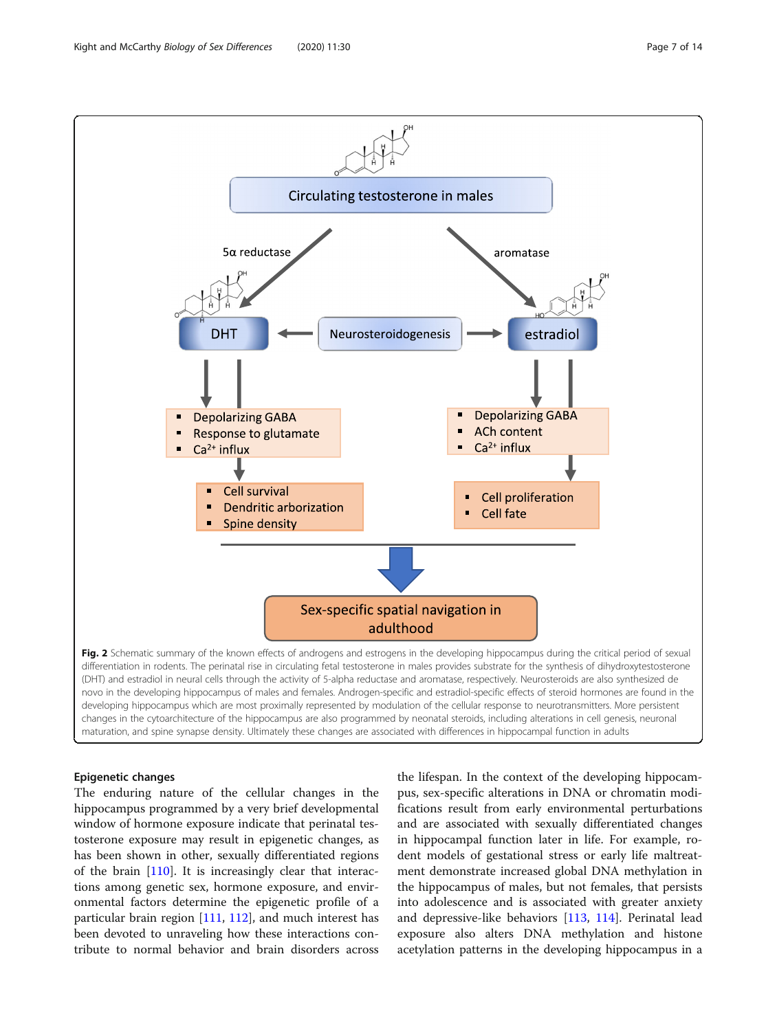Circulating testosterone in males

5α reductase

aromatase

DHT

Neurosteroidogenesis

estradiol

- Depolarizing GABA
- Response to glutamate
- $Ca^{2+}$ influx

- Depolarizing GABA
- ACh content
- $Ca^{2+}$ influx

- Cell survival
- Dendritic arborization
- Spine density

- Cell proliferation
- Cell fate

Sex-specific spatial navigation in adulthood

**Fig. 2** Schematic summary of the known effects of androgens and estrogens in the developing hippocampus during the critical period of sexual differentiation in rodents. The perinatal rise in circulating fetal testosterone in males provides substrate for the synthesis of dihydroxytestosterone (DHT) and estradiol in neural cells through the activity of 5-alpha reductase and aromatase, respectively. Neurosteroids are also synthesized de novo in the developing hippocampus of males and females. Androgen-specific and estradiol-specific effects of steroid hormones are found in the developing hippocampus which are most proximally represented by modulation of the cellular response to neurotransmitters. More persistent changes in the cytoarchitecture of the hippocampus are also programmed by neonatal steroids, including alterations in cell genesis, neuronal maturation, and spine synapse density. Ultimately these changes are associated with differences in hippocampal function in adults

### Epigenetic changes

The enduring nature of the cellular changes in the hippocampus programmed by a very brief developmental window of hormone exposure indicate that perinatal testosterone exposure may result in epigenetic changes, as has been shown in other, sexually differentiated regions of the brain [110]. It is increasingly clear that interactions among genetic sex, hormone exposure, and environmental factors determine the epigenetic profile of a particular brain region [111, 112], and much interest has been devoted to unraveling how these interactions contribute to normal behavior and brain disorders across the lifespan. In the context of the developing hippocampus, sex-specific alterations in DNA or chromatin modifications result from early environmental perturbations and are associated with sexually differentiated changes in hippocampal function later in life. For example, rodent models of gestational stress or early life maltreatment demonstrate increased global DNA methylation in the hippocampus of males, but not females, that persists into adolescence and is associated with greater anxiety and depressive-like behaviors [113, 114]. Perinatal lead exposure also alters DNA methylation and histone acetylation patterns in the developing hippocampus in a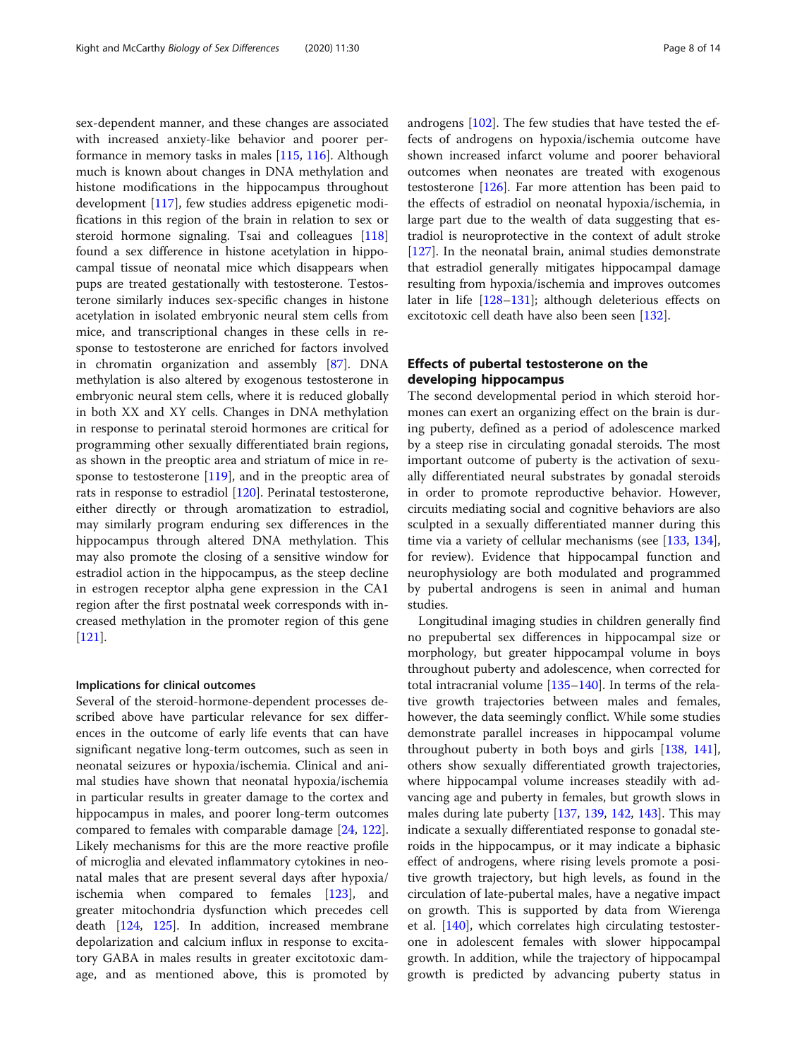sex-dependent manner, and these changes are associated with increased anxiety-like behavior and poorer performance in memory tasks in males [115, 116]. Although much is known about changes in DNA methylation and histone modifications in the hippocampus throughout development [117], few studies address epigenetic modifications in this region of the brain in relation to sex or steroid hormone signaling. Tsai and colleagues [118] found a sex difference in histone acetylation in hippocampal tissue of neonatal mice which disappears when pups are treated gestationally with testosterone. Testosterone similarly induces sex-specific changes in histone acetylation in isolated embryonic neural stem cells from mice, and transcriptional changes in these cells in response to testosterone are enriched for factors involved in chromatin organization and assembly [87]. DNA methylation is also altered by exogenous testosterone in embryonic neural stem cells, where it is reduced globally in both XX and XY cells. Changes in DNA methylation in response to perinatal steroid hormones are critical for programming other sexually differentiated brain regions, as shown in the preoptic area and striatum of mice in response to testosterone [119], and in the preoptic area of rats in response to estradiol [120]. Perinatal testosterone, either directly or through aromatization to estradiol, may similarly program enduring sex differences in the hippocampus through altered DNA methylation. This may also promote the closing of a sensitive window for estradiol action in the hippocampus, as the steep decline in estrogen receptor alpha gene expression in the CA1 region after the first postnatal week corresponds with increased methylation in the promoter region of this gene [121].

#### Implications for clinical outcomes

Several of the steroid-hormone-dependent processes described above have particular relevance for sex differences in the outcome of early life events that can have significant negative long-term outcomes, such as seen in neonatal seizures or hypoxia/ischemia. Clinical and animal studies have shown that neonatal hypoxia/ischemia in particular results in greater damage to the cortex and hippocampus in males, and poorer long-term outcomes compared to females with comparable damage [24, 122]. Likely mechanisms for this are the more reactive profile of microglia and elevated inflammatory cytokines in neonatal males that are present several days after hypoxia/ischemia when compared to females [123], and greater mitochondria dysfunction which precedes cell death [124, 125]. In addition, increased membrane depolarization and calcium influx in response to excitatory GABA in males results in greater excitotoxic damage, and as mentioned above, this is promoted by androgens [102]. The few studies that have tested the effects of androgens on hypoxia/ischemia outcome have shown increased infarct volume and poorer behavioral outcomes when neonates are treated with exogenous testosterone [126]. Far more attention has been paid to the effects of estradiol on neonatal hypoxia/ischemia, in large part due to the wealth of data suggesting that estradiol is neuroprotective in the context of adult stroke [127]. In the neonatal brain, animal studies demonstrate that estradiol generally mitigates hippocampal damage resulting from hypoxia/ischemia and improves outcomes later in life [128–131]; although deleterious effects on excitotoxic cell death have also been seen [132].

### Effects of pubertal testosterone on the developing hippocampus

The second developmental period in which steroid hormones can exert an organizing effect on the brain is during puberty, defined as a period of adolescence marked by a steep rise in circulating gonadal steroids. The most important outcome of puberty is the activation of sexually differentiated neural substrates by gonadal steroids in order to promote reproductive behavior. However, circuits mediating social and cognitive behaviors are also sculpted in a sexually differentiated manner during this time via a variety of cellular mechanisms (see [133, 134], for review). Evidence that hippocampal function and neurophysiology are both modulated and programmed by pubertal androgens is seen in animal and human studies.

Longitudinal imaging studies in children generally find no prepubertal sex differences in hippocampal size or morphology, but greater hippocampal volume in boys throughout puberty and adolescence, when corrected for total intracranial volume [135–140]. In terms of the relative growth trajectories between males and females, however, the data seemingly conflict. While some studies demonstrate parallel increases in hippocampal volume throughout puberty in both boys and girls [138, 141], others show sexually differentiated growth trajectories, where hippocampal volume increases steadily with advancing age and puberty in females, but growth slows in males during late puberty [137, 139, 142, 143]. This may indicate a sexually differentiated response to gonadal steroids in the hippocampus, or it may indicate a biphasic effect of androgens, where rising levels promote a positive growth trajectory, but high levels, as found in the circulation of late-pubertal males, have a negative impact on growth. This is supported by data from Wierenga et al. [140], which correlates high circulating testosterone in adolescent females with slower hippocampal growth. In addition, while the trajectory of hippocampal growth is predicted by advancing puberty status in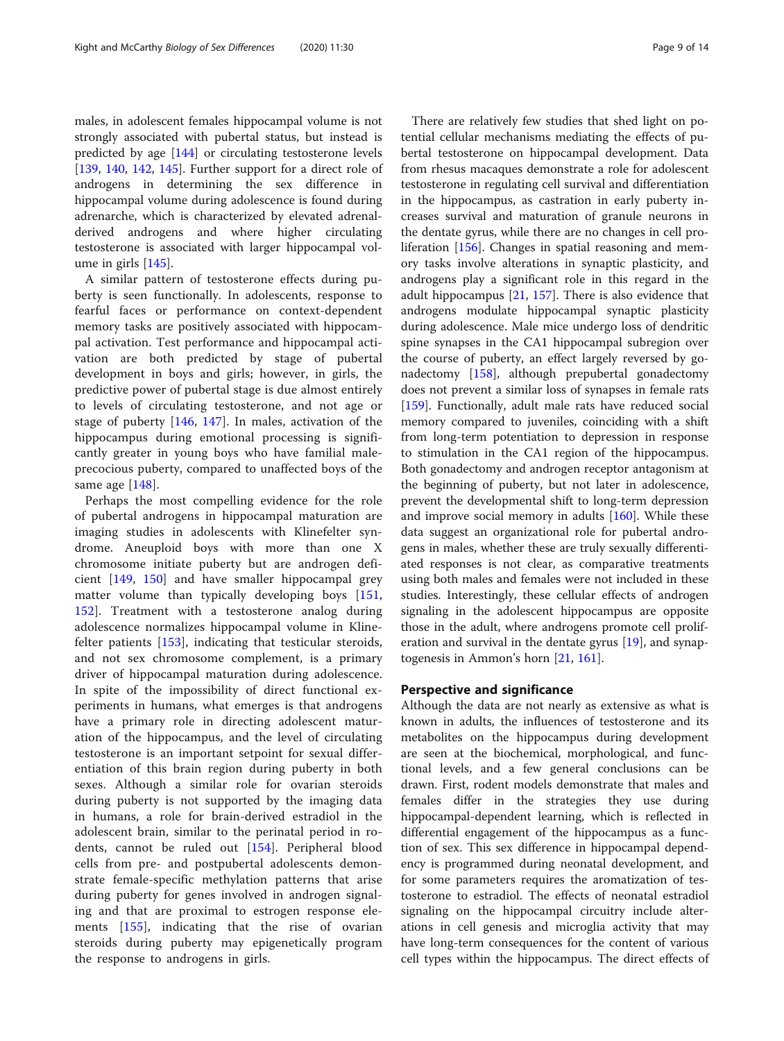males, in adolescent females hippocampal volume is not strongly associated with pubertal status, but instead is predicted by age [144] or circulating testosterone levels [139, 140, 142, 145]. Further support for a direct role of androgens in determining the sex difference in hippocampal volume during adolescence is found during adrenarche, which is characterized by elevated adrenal-derived androgens and where higher circulating testosterone is associated with larger hippocampal volume in girls [145].

A similar pattern of testosterone effects during puberty is seen functionally. In adolescents, response to fearful faces or performance on context-dependent memory tasks are positively associated with hippocampal activation. Test performance and hippocampal activation are both predicted by stage of pubertal development in boys and girls; however, in girls, the predictive power of pubertal stage is due almost entirely to levels of circulating testosterone, and not age or stage of puberty [146, 147]. In males, activation of the hippocampus during emotional processing is significantly greater in young boys who have familial male-precocious puberty, compared to unaffected boys of the same age [148].

Perhaps the most compelling evidence for the role of pubertal androgens in hippocampal maturation are imaging studies in adolescents with Klinefelter syndrome. Aneuploid boys with more than one X chromosome initiate puberty but are androgen deficient [149, 150] and have smaller hippocampal grey matter volume than typically developing boys [151, 152]. Treatment with a testosterone analog during adolescence normalizes hippocampal volume in Klinefelter patients [153], indicating that testicular steroids, and not sex chromosome complement, is a primary driver of hippocampal maturation during adolescence. In spite of the impossibility of direct functional experiments in humans, what emerges is that androgens have a primary role in directing adolescent maturation of the hippocampus, and the level of circulating testosterone is an important setpoint for sexual differentiation of this brain region during puberty in both sexes. Although a similar role for ovarian steroids during puberty is not supported by the imaging data in humans, a role for brain-derived estradiol in the adolescent brain, similar to the perinatal period in rodents, cannot be ruled out [154]. Peripheral blood cells from pre- and postpubertal adolescents demonstrate female-specific methylation patterns that arise during puberty for genes involved in androgen signaling and that are proximal to estrogen response elements [155], indicating that the rise of ovarian steroids during puberty may epigenetically program the response to androgens in girls.

There are relatively few studies that shed light on potential cellular mechanisms mediating the effects of pubertal testosterone on hippocampal development. Data from rhesus macaques demonstrate a role for adolescent testosterone in regulating cell survival and differentiation in the hippocampus, as castration in early puberty increases survival and maturation of granule neurons in the dentate gyrus, while there are no changes in cell proliferation [156]. Changes in spatial reasoning and memory tasks involve alterations in synaptic plasticity, and androgens play a significant role in this regard in the adult hippocampus [21, 157]. There is also evidence that androgens modulate hippocampal synaptic plasticity during adolescence. Male mice undergo loss of dendritic spine synapses in the CA1 hippocampal subregion over the course of puberty, an effect largely reversed by gonadectomy [158], although prepubertal gonadectomy does not prevent a similar loss of synapses in female rats [159]. Functionally, adult male rats have reduced social memory compared to juveniles, coinciding with a shift from long-term potentiation to depression in response to stimulation in the CA1 region of the hippocampus. Both gonadectomy and androgen receptor antagonism at the beginning of puberty, but not later in adolescence, prevent the developmental shift to long-term depression and improve social memory in adults [160]. While these data suggest an organizational role for pubertal androgens in males, whether these are truly sexually differentiated responses is not clear, as comparative treatments using both males and females were not included in these studies. Interestingly, these cellular effects of androgen signaling in the adolescent hippocampus are opposite those in the adult, where androgens promote cell proliferation and survival in the dentate gyrus [19], and synaptogenesis in Ammon's horn [21, 161].

## Perspective and significance

Although the data are not nearly as extensive as what is known in adults, the influences of testosterone and its metabolites on the hippocampus during development are seen at the biochemical, morphological, and functional levels, and a few general conclusions can be drawn. First, rodent models demonstrate that males and females differ in the strategies they use during hippocampal-dependent learning, which is reflected in differential engagement of the hippocampus as a function of sex. This sex difference in hippocampal dependency is programmed during neonatal development, and for some parameters requires the aromatization of testosterone to estradiol. The effects of neonatal estradiol signaling on the hippocampal circuitry include alterations in cell genesis and microglia activity that may have long-term consequences for the content of various cell types within the hippocampus. The direct effects of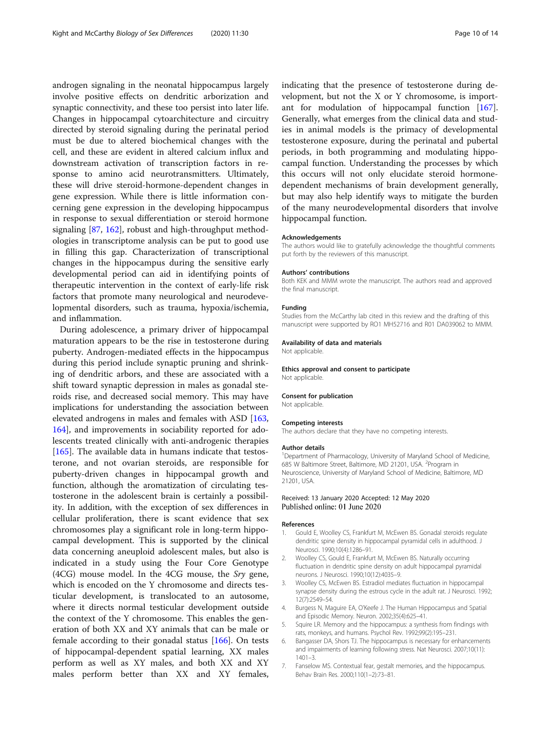androgen signaling in the neonatal hippocampus largely involve positive effects on dendritic arborization and synaptic connectivity, and these too persist into later life. Changes in hippocampal cytoarchitecture and circuitry directed by steroid signaling during the perinatal period must be due to altered biochemical changes with the cell, and these are evident in altered calcium influx and downstream activation of transcription factors in response to amino acid neurotransmitters. Ultimately, these will drive steroid-hormone-dependent changes in gene expression. While there is little information concerning gene expression in the developing hippocampus in response to sexual differentiation or steroid hormone signaling [87, 162], robust and high-throughput methodologies in transcriptome analysis can be put to good use in filling this gap. Characterization of transcriptional changes in the hippocampus during the sensitive early developmental period can aid in identifying points of therapeutic intervention in the context of early-life risk factors that promote many neurological and neurodevelopmental disorders, such as trauma, hypoxia/ischemia, and inflammation.

During adolescence, a primary driver of hippocampal maturation appears to be the rise in testosterone during puberty. Androgen-mediated effects in the hippocampus during this period include synaptic pruning and shrinking of dendritic arbors, and these are associated with a shift toward synaptic depression in males as gonadal steroids rise, and decreased social memory. This may have implications for understanding the association between elevated androgens in males and females with ASD [163, 164], and improvements in sociability reported for adolescents treated clinically with anti-androgenic therapies [165]. The available data in humans indicate that testosterone, and not ovarian steroids, are responsible for puberty-driven changes in hippocampal growth and function, although the aromatization of circulating testosterone in the adolescent brain is certainly a possibility. In addition, with the exception of sex differences in cellular proliferation, there is scant evidence that sex chromosomes play a significant role in long-term hippocampal development. This is supported by the clinical data concerning aneuploid adolescent males, but also is indicated in a study using the Four Core Genotype (4CG) mouse model. In the 4CG mouse, the *Sry* gene, which is encoded on the Y chromosome and directs testicular development, is translocated to an autosome, where it directs normal testicular development outside the context of the Y chromosome. This enables the generation of both XX and XY animals that can be male or female according to their gonadal status [166]. On tests of hippocampal-dependent spatial learning, XX males perform as well as XY males, and both XX and XY males perform better than XX and XY females, indicating that the presence of testosterone during development, but not the X or Y chromosome, is important for modulation of hippocampal function [167]. Generally, what emerges from the clinical data and studies in animal models is the primacy of developmental testosterone exposure, during the perinatal and pubertal periods, in both programming and modulating hippocampal function. Understanding the processes by which this occurs will not only elucidate steroid hormone-dependent mechanisms of brain development generally, but may also help identify ways to mitigate the burden of the many neurodevelopmental disorders that involve hippocampal function.

#### Acknowledgements

The authors would like to gratefully acknowledge the thoughtful comments put forth by the reviewers of this manuscript.

#### Authors' contributions

Both KEK and MMM wrote the manuscript. The authors read and approved the final manuscript.

#### Funding

Studies from the McCarthy lab cited in this review and the drafting of this manuscript were supported by RO1 MH52716 and R01 DA039062 to MMM.

#### Availability of data and materials

Not applicable.

#### Ethics approval and consent to participate

Not applicable.

#### Consent for publication

Not applicable.

#### Competing interests

The authors declare that they have no competing interests.

#### Author details

[1]Department of Pharmacology, University of Maryland School of Medicine, 685 W Baltimore Street, Baltimore, MD 21201, USA. [2]Program in Neuroscience, University of Maryland School of Medicine, Baltimore, MD 21201, USA.

Received: 13 January 2020 Accepted: 12 May 2020
Published online: 01 June 2020

#### References

1. Gould E, Woolley CS, Frankfurt M, McEwen BS. Gonadal steroids regulate dendritic spine density in hippocampal pyramidal cells in adulthood. J Neurosci. 1990;10(4):1286–91.
2. Woolley CS, Gould E, Frankfurt M, McEwen BS. Naturally occurring fluctuation in dendritic spine density on adult hippocampal pyramidal neurons. J Neurosci. 1990;10(12):4035–9.
3. Woolley CS, McEwen BS. Estradiol mediates fluctuation in hippocampal synapse density during the estrous cycle in the adult rat. J Neurosci. 1992; 12(7):2549–54.
4. Burgess N, Maguire EA, O'Keefe J. The Human Hippocampus and Spatial and Episodic Memory. Neuron. 2002;35(4):625–41.
5. Squire LR. Memory and the hippocampus: a synthesis from findings with rats, monkeys, and humans. Psychol Rev. 1992;99(2):195–231.
6. Bangasser DA, Shors TJ. The hippocampus is necessary for enhancements and impairments of learning following stress. Nat Neurosci. 2007;10(11): 1401–3.
7. Fanselow MS. Contextual fear, gestalt memories, and the hippocampus. Behav Brain Res. 2000;110(1–2):73–81.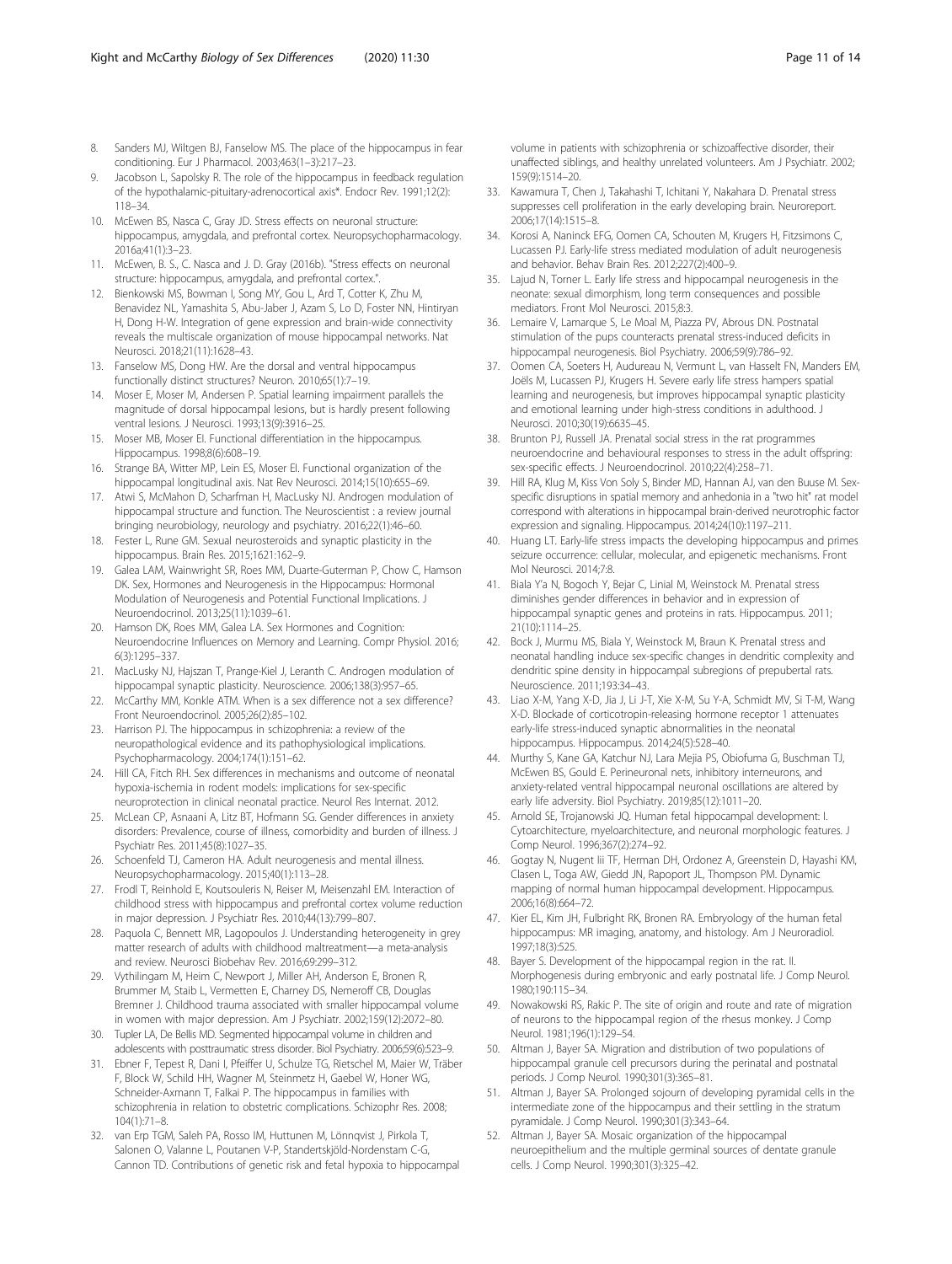8. Sanders MJ, Wiltgen BJ, Fanselow MS. The place of the hippocampus in fear conditioning. Eur J Pharmacol. 2003;463(1–3):217–23.
9. Jacobson L, Sapolsky R. The role of the hippocampus in feedback regulation of the hypothalamic-pituitary-adrenocortical axis*. Endocr Rev. 1991;12(2): 118–34.
10. McEwen BS, Nasca C, Gray JD. Stress effects on neuronal structure: hippocampus, amygdala, and prefrontal cortex. Neuropsychopharmacology. 2016a;41(1):3–23.
11. McEwen, B. S., C. Nasca and J. D. Gray (2016b). "Stress effects on neuronal structure: hippocampus, amygdala, and prefrontal cortex.".
12. Bienkowski MS, Bowman I, Song MY, Gou L, Ard T, Cotter K, Zhu M, Benavidez NL, Yamashita S, Abu-Jaber J, Azam S, Lo D, Foster NN, Hintiryan H, Dong H-W. Integration of gene expression and brain-wide connectivity reveals the multiscale organization of mouse hippocampal networks. Nat Neurosci. 2018;21(11):1628–43.
13. Fanselow MS, Dong HW. Are the dorsal and ventral hippocampus functionally distinct structures? Neuron. 2010;65(1):7–19.
14. Moser E, Moser M, Andersen P. Spatial learning impairment parallels the magnitude of dorsal hippocampal lesions, but is hardly present following ventral lesions. J Neurosci. 1993;13(9):3916–25.
15. Moser MB, Moser EI. Functional differentiation in the hippocampus. Hippocampus. 1998;8(6):608–19.
16. Strange BA, Witter MP, Lein ES, Moser EI. Functional organization of the hippocampal longitudinal axis. Nat Rev Neurosci. 2014;15(10):655–69.
17. Atwi S, McMahon D, Scharfman H, MacLusky NJ. Androgen modulation of hippocampal structure and function. The Neuroscientist : a review journal bringing neurobiology, neurology and psychiatry. 2016;22(1):46–60.
18. Fester L, Rune GM. Sexual neurosteroids and synaptic plasticity in the hippocampus. Brain Res. 2015;1621:162–9.
19. Galea LAM, Wainwright SR, Roes MM, Duarte-Guterman P, Chow C, Hamson DK. Sex, Hormones and Neurogenesis in the Hippocampus: Hormonal Modulation of Neurogenesis and Potential Functional Implications. J Neuroendocrinol. 2013;25(11):1039–61.
20. Hamson DK, Roes MM, Galea LA. Sex Hormones and Cognition: Neuroendocrine Influences on Memory and Learning. Compr Physiol. 2016; 6(3):1295–337.
21. MacLusky NJ, Hajszan T, Prange-Kiel J, Leranth C. Androgen modulation of hippocampal synaptic plasticity. Neuroscience. 2006;138(3):957–65.
22. McCarthy MM, Konkle ATM. When is a sex difference not a sex difference? Front Neuroendocrinol. 2005;26(2):85–102.
23. Harrison PJ. The hippocampus in schizophrenia: a review of the neuropathological evidence and its pathophysiological implications. Psychopharmacology. 2004;174(1):151–62.
24. Hill CA, Fitch RH. Sex differences in mechanisms and outcome of neonatal hypoxia-ischemia in rodent models: implications for sex-specific neuroprotection in clinical neonatal practice. Neurol Res Internat. 2012.
25. McLean CP, Asnaani A, Litz BT, Hofmann SG. Gender differences in anxiety disorders: Prevalence, course of illness, comorbidity and burden of illness. J Psychiatr Res. 2011;45(8):1027–35.
26. Schoenfeld TJ, Cameron HA. Adult neurogenesis and mental illness. Neuropsychopharmacology. 2015;40(1):113–28.
27. Frodl T, Reinhold E, Koutsouleris N, Reiser M, Meisenzahl EM. Interaction of childhood stress with hippocampus and prefrontal cortex volume reduction in major depression. J Psychiatr Res. 2010;44(13):799–807.
28. Paquola C, Bennett MR, Lagopoulos J. Understanding heterogeneity in grey matter research of adults with childhood maltreatment—a meta-analysis and review. Neurosci Biobehav Rev. 2016;69:299–312.
29. Vythilingam M, Heim C, Newport J, Miller AH, Anderson E, Bronen R, Brummer M, Staib L, Vermetten E, Charney DS, Nemeroff CB, Douglas Bremner J. Childhood trauma associated with smaller hippocampal volume in women with major depression. Am J Psychiatr. 2002;159(12):2072–80.
30. Tupler LA, De Bellis MD. Segmented hippocampal volume in children and adolescents with posttraumatic stress disorder. Biol Psychiatry. 2006;59(6):523–9.
31. Ebner F, Tepest R, Dani I, Pfeiffer U, Schulze TG, Rietschel M, Maier W, Träber F, Block W, Schild HH, Wagner M, Steinmetz H, Gaebel W, Honer WG, Schneider-Axmann T, Falkai P. The hippocampus in families with schizophrenia in relation to obstetric complications. Schizophr Res. 2008; 104(1):71–8.
32. van Erp TGM, Saleh PA, Rosso IM, Huttunen M, Lönnqvist J, Pirkola T, Salonen O, Valanne L, Poutanen V-P, Standertskjöld-Nordenstam C-G, Cannon TD. Contributions of genetic risk and fetal hypoxia to hippocampal volume in patients with schizophrenia or schizoaffective disorder, their unaffected siblings, and healthy unrelated volunteers. Am J Psychiatr. 2002; 159(9):1514–20.
33. Kawamura T, Chen J, Takahashi T, Ichitani Y, Nakahara D. Prenatal stress suppresses cell proliferation in the early developing brain. Neuroreport. 2006;17(14):1515–8.
34. Korosi A, Naninck EFG, Oomen CA, Schouten M, Krugers H, Fitzsimons C, Lucassen PJ. Early-life stress mediated modulation of adult neurogenesis and behavior. Behav Brain Res. 2012;227(2):400–9.
35. Lajud N, Torner L. Early life stress and hippocampal neurogenesis in the neonate: sexual dimorphism, long term consequences and possible mediators. Front Mol Neurosci. 2015;8:3.
36. Lemaire V, Lamarque S, Le Moal M, Piazza PV, Abrous DN. Postnatal stimulation of the pups counteracts prenatal stress-induced deficits in hippocampal neurogenesis. Biol Psychiatry. 2006;59(9):786–92.
37. Oomen CA, Soeters H, Audureau N, Vermunt L, van Hasselt FN, Manders EM, Joëls M, Lucassen PJ, Krugers H. Severe early life stress hampers spatial learning and neurogenesis, but improves hippocampal synaptic plasticity and emotional learning under high-stress conditions in adulthood. J Neurosci. 2010;30(19):6635–45.
38. Brunton PJ, Russell JA. Prenatal social stress in the rat programmes neuroendocrine and behavioural responses to stress in the adult offspring: sex-specific effects. J Neuroendocrinol. 2010;22(4):258–71.
39. Hill RA, Klug M, Kiss Von Soly S, Binder MD, Hannan AJ, van den Buuse M. Sex-specific disruptions in spatial memory and anhedonia in a "two hit" rat model correspond with alterations in hippocampal brain-derived neurotrophic factor expression and signaling. Hippocampus. 2014;24(10):1197–211.
40. Huang LT. Early-life stress impacts the developing hippocampus and primes seizure occurrence: cellular, molecular, and epigenetic mechanisms. Front Mol Neurosci. 2014;7:8.
41. Biala Y'a N, Bogoch Y, Bejar C, Linial M, Weinstock M. Prenatal stress diminishes gender differences in behavior and in expression of hippocampal synaptic genes and proteins in rats. Hippocampus. 2011; 21(10):1114–25.
42. Bock J, Murmu MS, Biala Y, Weinstock M, Braun K. Prenatal stress and neonatal handling induce sex-specific changes in dendritic complexity and dendritic spine density in hippocampal subregions of prepubertal rats. Neuroscience. 2011;193:34–43.
43. Liao X-M, Yang X-D, Jia J, Li J-T, Xie X-M, Su Y-A, Schmidt MV, Si T-M, Wang X-D. Blockade of corticotropin-releasing hormone receptor 1 attenuates early-life stress-induced synaptic abnormalities in the neonatal hippocampus. Hippocampus. 2014;24(5):528–40.
44. Murthy S, Kane GA, Katchur NJ, Lara Mejia PS, Obiofuma G, Buschman TJ, McEwen BS, Gould E. Perineuronal nets, inhibitory interneurons, and anxiety-related ventral hippocampal neuronal oscillations are altered by early life adversity. Biol Psychiatry. 2019;85(12):1011–20.
45. Arnold SE, Trojanowski JQ. Human fetal hippocampal development: I. Cytoarchitecture, myeloarchitecture, and neuronal morphologic features. J Comp Neurol. 1996;367(2):274–92.
46. Gogtay N, Nugent Iii TF, Herman DH, Ordonez A, Greenstein D, Hayashi KM, Clasen L, Toga AW, Giedd JN, Rapoport JL, Thompson PM. Dynamic mapping of normal human hippocampal development. Hippocampus. 2006;16(8):664–72.
47. Kier EL, Kim JH, Fulbright RK, Bronen RA. Embryology of the human fetal hippocampus: MR imaging, anatomy, and histology. Am J Neuroradiol. 1997;18(3):525.
48. Bayer S. Development of the hippocampal region in the rat. II. Morphogenesis during embryonic and early postnatal life. J Comp Neurol. 1980;190:115–34.
49. Nowakowski RS, Rakic P. The site of origin and route and rate of migration of neurons to the hippocampal region of the rhesus monkey. J Comp Neurol. 1981;196(1):129–54.
50. Altman J, Bayer SA. Migration and distribution of two populations of hippocampal granule cell precursors during the perinatal and postnatal periods. J Comp Neurol. 1990;301(3):365–81.
51. Altman J, Bayer SA. Prolonged sojourn of developing pyramidal cells in the intermediate zone of the hippocampus and their settling in the stratum pyramidale. J Comp Neurol. 1990;301(3):343–64.
52. Altman J, Bayer SA. Mosaic organization of the hippocampal neuroepithelium and the multiple germinal sources of dentate granule cells. J Comp Neurol. 1990;301(3):325–42.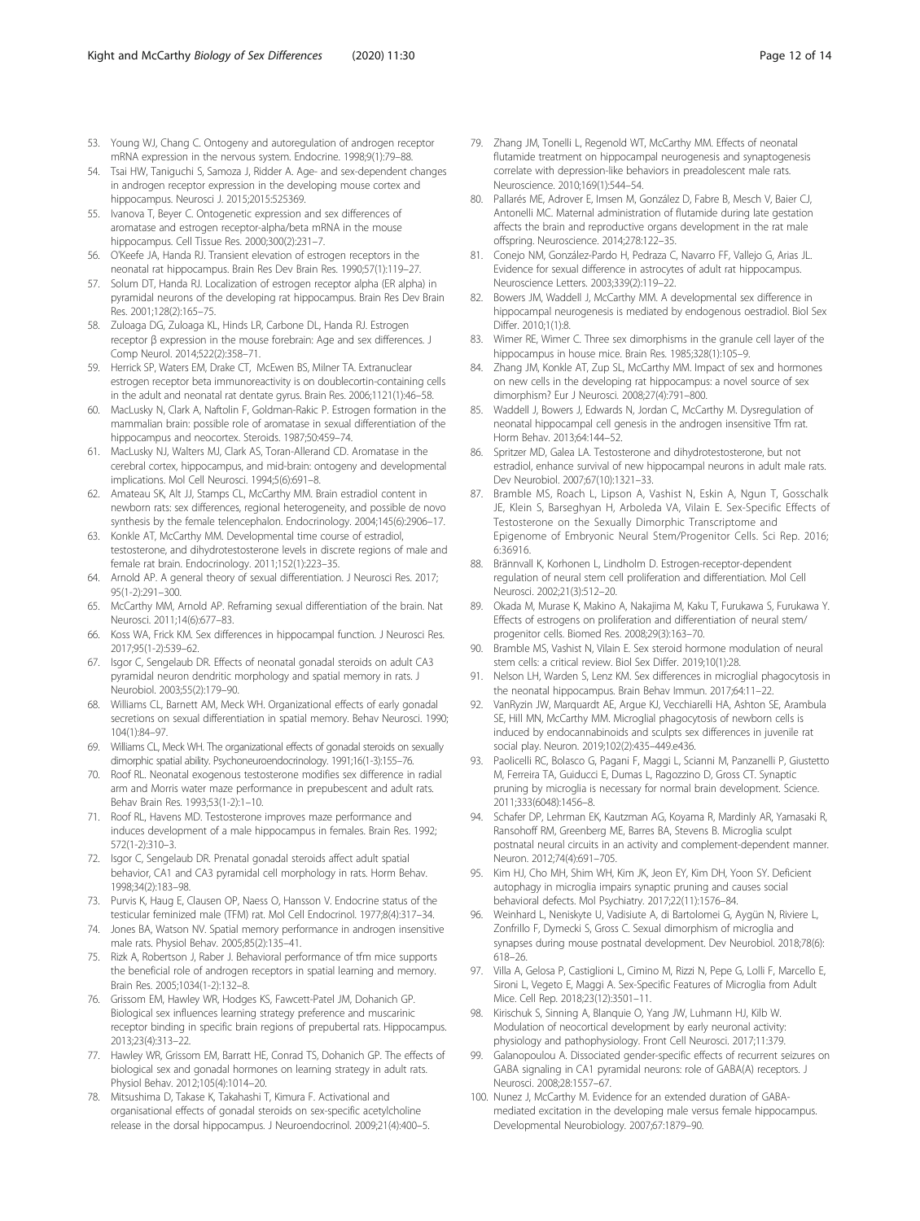53. Young WJ, Chang C. Ontogeny and autoregulation of androgen receptor mRNA expression in the nervous system. Endocrine. 1998;9(1):79–88.
54. Tsai HW, Taniguchi S, Samoza J, Ridder A. Age- and sex-dependent changes in androgen receptor expression in the developing mouse cortex and hippocampus. Neurosci J. 2015;2015:525369.
55. Ivanova T, Beyer C. Ontogenetic expression and sex differences of aromatase and estrogen receptor-alpha/beta mRNA in the mouse hippocampus. Cell Tissue Res. 2000;300(2):231–7.
56. O'Keefe JA, Handa RJ. Transient elevation of estrogen receptors in the neonatal rat hippocampus. Brain Res Dev Brain Res. 1990;57(1):119–27.
57. Solum DT, Handa RJ. Localization of estrogen receptor alpha (ER alpha) in pyramidal neurons of the developing rat hippocampus. Brain Res Dev Brain Res. 2001;128(2):165–75.
58. Zuloaga DG, Zuloaga KL, Hinds LR, Carbone DL, Handa RJ. Estrogen receptor β expression in the mouse forebrain: Age and sex differences. J Comp Neurol. 2014;522(2):358–71.
59. Herrick SP, Waters EM, Drake CT, McEwen BS, Milner TA. Extranuclear estrogen receptor beta immunoreactivity is on doublecortin-containing cells in the adult and neonatal rat dentate gyrus. Brain Res. 2006;1121(1):46–58.
60. MacLusky N, Clark A, Naftolin F, Goldman-Rakic P. Estrogen formation in the mammalian brain: possible role of aromatase in sexual differentiation of the hippocampus and neocortex. Steroids. 1987;50:459–74.
61. MacLusky NJ, Walters MJ, Clark AS, Toran-Allerand CD. Aromatase in the cerebral cortex, hippocampus, and mid-brain: ontogeny and developmental implications. Mol Cell Neurosci. 1994;5(6):691–8.
62. Amateau SK, Alt JJ, Stamps CL, McCarthy MM. Brain estradiol content in newborn rats: sex differences, regional heterogeneity, and possible de novo synthesis by the female telencephalon. Endocrinology. 2004;145(6):2906–17.
63. Konkle AT, McCarthy MM. Developmental time course of estradiol, testosterone, and dihydrotestosterone levels in discrete regions of male and female rat brain. Endocrinology. 2011;152(1):223–35.
64. Arnold AP. A general theory of sexual differentiation. J Neurosci Res. 2017; 95(1-2):291–300.
65. McCarthy MM, Arnold AP. Reframing sexual differentiation of the brain. Nat Neurosci. 2011;14(6):677–83.
66. Koss WA, Frick KM. Sex differences in hippocampal function. J Neurosci Res. 2017;95(1-2):539–62.
67. Isgor C, Sengelaub DR. Effects of neonatal gonadal steroids on adult CA3 pyramidal neuron dendritic morphology and spatial memory in rats. J Neurobiol. 2003;55(2):179–90.
68. Williams CL, Barnett AM, Meck WH. Organizational effects of early gonadal secretions on sexual differentiation in spatial memory. Behav Neurosci. 1990; 104(1):84–97.
69. Williams CL, Meck WH. The organizational effects of gonadal steroids on sexually dimorphic spatial ability. Psychoneuroendocrinology. 1991;16(1-3):155–76.
70. Roof RL. Neonatal exogenous testosterone modifies sex difference in radial arm and Morris water maze performance in prepubescent and adult rats. Behav Brain Res. 1993;53(1-2):1–10.
71. Roof RL, Havens MD. Testosterone improves maze performance and induces development of a male hippocampus in females. Brain Res. 1992; 572(1-2):310–3.
72. Isgor C, Sengelaub DR. Prenatal gonadal steroids affect adult spatial behavior, CA1 and CA3 pyramidal cell morphology in rats. Horm Behav. 1998;34(2):183–98.
73. Purvis K, Haug E, Clausen OP, Naess O, Hansson V. Endocrine status of the testicular feminized male (TFM) rat. Mol Cell Endocrinol. 1977;8(4):317–34.
74. Jones BA, Watson NV. Spatial memory performance in androgen insensitive male rats. Physiol Behav. 2005;85(2):135–41.
75. Rizk A, Robertson J, Raber J. Behavioral performance of tfm mice supports the beneficial role of androgen receptors in spatial learning and memory. Brain Res. 2005;1034(1-2):132–8.
76. Grissom EM, Hawley WR, Hodges KS, Fawcett-Patel JM, Dohanich GP. Biological sex influences learning strategy preference and muscarinic receptor binding in specific brain regions of prepubertal rats. Hippocampus. 2013;23(4):313–22.
77. Hawley WR, Grissom EM, Barratt HE, Conrad TS, Dohanich GP. The effects of biological sex and gonadal hormones on learning strategy in adult rats. Physiol Behav. 2012;105(4):1014–20.
78. Mitsushima D, Takase K, Takahashi T, Kimura F. Activational and organisational effects of gonadal steroids on sex-specific acetylcholine release in the dorsal hippocampus. J Neuroendocrinol. 2009;21(4):400–5.
79. Zhang JM, Tonelli L, Regenold WT, McCarthy MM. Effects of neonatal flutamide treatment on hippocampal neurogenesis and synaptogenesis correlate with depression-like behaviors in preadolescent male rats. Neuroscience. 2010;169(1):544–54.
80. Pallarés ME, Adrover E, Imsen M, González D, Fabre B, Mesch V, Baier CJ, Antonelli MC. Maternal administration of flutamide during late gestation affects the brain and reproductive organs development in the rat male offspring. Neuroscience. 2014;278:122–35.
81. Conejo NM, González-Pardo H, Pedraza C, Navarro FF, Vallejo G, Arias JL. Evidence for sexual difference in astrocytes of adult rat hippocampus. Neuroscience Letters. 2003;339(2):119–22.
82. Bowers JM, Waddell J, McCarthy MM. A developmental sex difference in hippocampal neurogenesis is mediated by endogenous oestradiol. Biol Sex Differ. 2010;1(1):8.
83. Wimer RE, Wimer C. Three sex dimorphisms in the granule cell layer of the hippocampus in house mice. Brain Res. 1985;328(1):105–9.
84. Zhang JM, Konkle AT, Zup SL, McCarthy MM. Impact of sex and hormones on new cells in the developing rat hippocampus: a novel source of sex dimorphism? Eur J Neurosci. 2008;27(4):791–800.
85. Waddell J, Bowers J, Edwards N, Jordan C, McCarthy M. Dysregulation of neonatal hippocampal cell genesis in the androgen insensitive Tfm rat. Horm Behav. 2013;64:144–52.
86. Spritzer MD, Galea LA. Testosterone and dihydrotestosterone, but not estradiol, enhance survival of new hippocampal neurons in adult male rats. Dev Neurobiol. 2007;67(10):1321–33.
87. Bramble MS, Roach L, Lipson A, Vashist N, Eskin A, Ngun T, Gosschalk JE, Klein S, Barseghyan H, Arboleda VA, Vilain E. Sex-Specific Effects of Testosterone on the Sexually Dimorphic Transcriptome and Epigenome of Embryonic Neural Stem/Progenitor Cells. Sci Rep. 2016; 6:36916.
88. Brännvall K, Korhonen L, Lindholm D. Estrogen-receptor-dependent regulation of neural stem cell proliferation and differentiation. Mol Cell Neurosci. 2002;21(3):512–20.
89. Okada M, Murase K, Makino A, Nakajima M, Kaku T, Furukawa S, Furukawa Y. Effects of estrogens on proliferation and differentiation of neural stem/progenitor cells. Biomed Res. 2008;29(3):163–70.
90. Bramble MS, Vashist N, Vilain E. Sex steroid hormone modulation of neural stem cells: a critical review. Biol Sex Differ. 2019;10(1):28.
91. Nelson LH, Warden S, Lenz KM. Sex differences in microglial phagocytosis in the neonatal hippocampus. Brain Behav Immun. 2017;64:11–22.
92. VanRyzin JW, Marquardt AE, Argue KJ, Vecchiarelli HA, Ashton SE, Arambula SE, Hill MN, McCarthy MM. Microglial phagocytosis of newborn cells is induced by endocannabinoids and sculpts sex differences in juvenile rat social play. Neuron. 2019;102(2):435–449.e436.
93. Paolicelli RC, Bolasco G, Pagani F, Maggi L, Scianni M, Panzanelli P, Giustetto M, Ferreira TA, Guiducci E, Dumas L, Ragozzino D, Gross CT. Synaptic pruning by microglia is necessary for normal brain development. Science. 2011;333(6048):1456–8.
94. Schafer DP, Lehrman EK, Kautzman AG, Koyama R, Mardinly AR, Yamasaki R, Ransohoff RM, Greenberg ME, Barres BA, Stevens B. Microglia sculpt postnatal neural circuits in an activity and complement-dependent manner. Neuron. 2012;74(4):691–705.
95. Kim HJ, Cho MH, Shim WH, Kim JK, Jeon EY, Kim DH, Yoon SY. Deficient autophagy in microglia impairs synaptic pruning and causes social behavioral defects. Mol Psychiatry. 2017;22(11):1576–84.
96. Weinhard L, Neniskyte U, Vadisiute A, di Bartolomei G, Aygün N, Riviere L, Zonfrillo F, Dymecki S, Gross C. Sexual dimorphism of microglia and synapses during mouse postnatal development. Dev Neurobiol. 2018;78(6): 618–26.
97. Villa A, Gelosa P, Castiglioni L, Cimino M, Rizzi N, Pepe G, Lolli F, Marcello E, Sironi L, Vegeto E, Maggi A. Sex-Specific Features of Microglia from Adult Mice. Cell Rep. 2018;23(12):3501–11.
98. Kirischuk S, Sinning A, Blanquie O, Yang JW, Luhmann HJ, Kilb W. Modulation of neocortical development by early neuronal activity: physiology and pathophysiology. Front Cell Neurosci. 2017;11:379.
99. Galanopoulou A. Dissociated gender-specific effects of recurrent seizures on GABA signaling in CA1 pyramidal neurons: role of GABA(A) receptors. J Neurosci. 2008;28:1557–67.
100. Nunez J, McCarthy M. Evidence for an extended duration of GABA-mediated excitation in the developing male versus female hippocampus. Developmental Neurobiology. 2007;67:1879–90.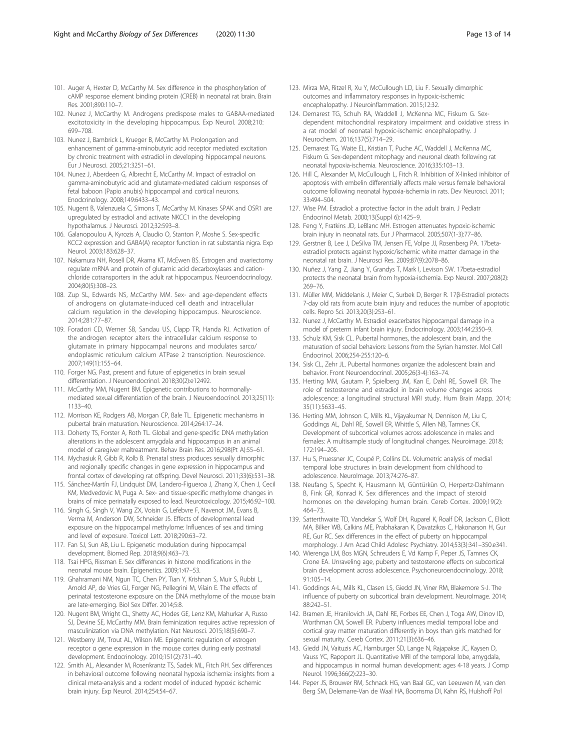101. Auger A, Hexter D, McCarthy M. Sex difference in the phosphorylation of cAMP response element binding protein (CREB) in neonatal rat brain. Brain Res. 2001;890:110–7.
102. Nunez J, McCarthy M. Androgens predispose males to GABAA-mediated excitotoxicity in the developing hippocampus. Exp Neurol. 2008;210: 699–708.
103. Nunez J, Bambrick L, Krueger B, McCarthy M. Prolongation and enhancement of gamma-aminobutyric acid receptor mediated excitation by chronic treatment with estradiol in developing hippocampal neurons. Eur J Neurosci. 2005;21:3251–61.
104. Nunez J, Aberdeen G, Albrecht E, McCarthy M. Impact of estradiol on gamma-aminobutyric acid and glutamate-mediated calcium responses of fetal baboon (Papio anubis) hippocampal and cortical neurons. Enodcrinology. 2008;149:6433–43.
105. Nugent B, Valenzuela C, Simons T, McCarthy M. Kinases SPAK and OSR1 are upregulated by estradiol and activate NKCC1 in the developing hypothalamus. J Neurosci. 2012;32:593–8.
106. Galanopoulou A, Kyrozis A, Claudio O, Stanton P, Moshe S. Sex-specific KCC2 expression and GABA(A) receptor function in rat substantia nigra. Exp Neurol. 2003;183:628–37.
107. Nakamura NH, Rosell DR, Akama KT, McEwen BS. Estrogen and ovariectomy regulate mRNA and protein of glutamic acid decarboxylases and cation-chloride cotransporters in the adult rat hippocampus. Neuroendocrinology. 2004;80(5):308–23.
108. Zup SL, Edwards NS, McCarthy MM. Sex- and age-dependent effects of androgens on glutamate-induced cell death and intracellular calcium regulation in the developing hippocampus. Neuroscience. 2014;281:77–87.
109. Foradori CD, Werner SB, Sandau US, Clapp TR, Handa RJ. Activation of the androgen receptor alters the intracellular calcium response to glutamate in primary hippocampal neurons and modulates sarco/ endoplasmic reticulum calcium ATPase 2 transcription. Neuroscience. 2007;149(1):155–64.
110. Forger NG. Past, present and future of epigenetics in brain sexual differentiation. J Neuroendocrinol. 2018;30(2):e12492.
111. McCarthy MM, Nugent BM. Epigenetic contributions to hormonally-mediated sexual differentiation of the brain. J Neuroendocrinol. 2013;25(11): 1133–40.
112. Morrison KE, Rodgers AB, Morgan CP, Bale TL. Epigenetic mechanisms in pubertal brain maturation. Neuroscience. 2014;264:17–24.
113. Doherty TS, Forster A, Roth TL. Global and gene-specific DNA methylation alterations in the adolescent amygdala and hippocampus in an animal model of caregiver maltreatment. Behav Brain Res. 2016;298(Pt A):55–61.
114. Mychasiuk R, Gibb R, Kolb B. Prenatal stress produces sexually dimorphic and regionally specific changes in gene expression in hippocampus and frontal cortex of developing rat offspring. Devel Neurosci. 2011;33(6):531–38.
115. Sánchez-Martín FJ, Lindquist DM, Landero-Figueroa J, Zhang X, Chen J, Cecil KM, Medvedovic M, Puga A. Sex- and tissue-specific methylome changes in brains of mice perinatally exposed to lead. Neurotoxicology. 2015;46:92–100.
116. Singh G, Singh V, Wang ZX, Voisin G, Lefebvre F, Navenot JM, Evans B, Verma M, Anderson DW, Schneider JS. Effects of developmental lead exposure on the hippocampal methylome: Influences of sex and timing and level of exposure. Toxicol Lett. 2018;290:63–72.
117. Fan SJ, Sun AB, Liu L. Epigenetic modulation during hippocampal development. Biomed Rep. 2018;9(6):463–73.
118. Tsai HPG, Rissman E. Sex differences in histone modifications in the neonatal mouse brain. Epigenetics. 2009;1:47–53.
119. Ghahramani NM, Ngun TC, Chen PY, Tian Y, Krishnan S, Muir S, Rubbi L, Arnold AP, de Vries GJ, Forger NG, Pellegrini M, Vilain E. The effects of perinatal testosterone exposure on the DNA methylome of the mouse brain are late-emerging. Biol Sex Differ. 2014;5:8.
120. Nugent BM, Wright CL, Shetty AC, Hodes GE, Lenz KM, Mahurkar A, Russo SJ, Devine SE, McCarthy MM. Brain feminization requires active repression of masculinization via DNA methylation. Nat Neurosci. 2015;18(5):690–7.
121. Westberry JM, Trout AL, Wilson ME. Epigenetic regulation of estrogen receptor α gene expression in the mouse cortex during early postnatal development. Endocrinology. 2010;151(2):731–40.
122. Smith AL, Alexander M, Rosenkrantz TS, Sadek ML, Fitch RH. Sex differences in behavioral outcome following neonatal hypoxia ischemia: insights from a clinical meta-analysis and a rodent model of induced hypoxic ischemic brain injury. Exp Neurol. 2014;254:54–67.
123. Mirza MA, Ritzel R, Xu Y, McCullough LD, Liu F. Sexually dimorphic outcomes and inflammatory responses in hypoxic-ischemic encephalopathy. J Neuroinflammation. 2015;12:32.
124. Demarest TG, Schuh RA, Waddell J, McKenna MC, Fiskum G. Sex-dependent mitochondrial respiratory impairment and oxidative stress in a rat model of neonatal hypoxic-ischemic encephalopathy. J Neurochem. 2016;137(5):714–29.
125. Demarest TG, Waite EL, Kristian T, Puche AC, Waddell J, McKenna MC, Fiskum G. Sex-dependent mitophagy and neuronal death following rat neonatal hypoxia-ischemia. Neuroscience. 2016;335:103–13.
126. Hill C, Alexander M, McCullough L, Fitch R. Inhibition of X-linked inhibitor of apoptosis with embelin differentially affects male versus female behavioral outcome following neonatal hypoxia-ischemia in rats. Dev Neurosci. 2011; 33:494–504.
127. Wise PM. Estradiol: a protective factor in the adult brain. J Pediatr Endocrinol Metab. 2000;13(Suppl 6):1425–9.
128. Feng Y, Fratkins JD, LeBlanc MH. Estrogen attenuates hypoxic-ischemic brain injury in neonatal rats. Eur J Pharmacol. 2005;507(1-3):77–86.
129. Gerstner B, Lee J, DeSilva TM, Jensen FE, Volpe JJ, Rosenberg PA. 17beta-estradiol protects against hypoxic/ischemic white matter damage in the neonatal rat brain. J Neurosci Res. 2009;87(9):2078–86.
130. Nuñez J, Yang Z, Jiang Y, Grandys T, Mark I, Levison SW. 17beta-estradiol protects the neonatal brain from hypoxia-ischemia. Exp Neurol. 2007;208(2): 269–76.
131. Müller MM, Middelanis J, Meier C, Surbek D, Berger R. 17β-Estradiol protects 7-day old rats from acute brain injury and reduces the number of apoptotic cells. Repro Sci. 2013;20(3):253–61.
132. Nunez J, McCarthy M. Estradiol exacerbates hippocampal damage in a model of preterm infant brain injury. Endocrinology. 2003;144:2350–9.
133. Schulz KM, Sisk CL. Pubertal hormones, the adolescent brain, and the maturation of social behaviors: Lessons from the Syrian hamster. Mol Cell Endocrinol. 2006;254-255:120–6.
134. Sisk CL, Zehr JL. Pubertal hormones organize the adolescent brain and behavior. Front Neuroendocrinol. 2005;26(3-4):163–74.
135. Herting MM, Gautam P, Spielberg JM, Kan E, Dahl RE, Sowell ER. The role of testosterone and estradiol in brain volume changes across adolescence: a longitudinal structural MRI study. Hum Brain Mapp. 2014; 35(11):5633–45.
136. Herting MM, Johnson C, Mills KL, Vijayakumar N, Dennison M, Liu C, Goddings AL, Dahl RE, Sowell ER, Whittle S, Allen NB, Tamnes CK. Development of subcortical volumes across adolescence in males and females: A multisample study of longitudinal changes. Neuroimage. 2018; 172:194–205.
137. Hu S, Pruessner JC, Coupé P, Collins DL. Volumetric analysis of medial temporal lobe structures in brain development from childhood to adolescence. NeuroImage. 2013;74:276–87.
138. Neufang S, Specht K, Hausmann M, Güntürkün O, Herpertz-Dahlmann B, Fink GR, Konrad K. Sex differences and the impact of steroid hormones on the developing human brain. Cereb Cortex. 2009;19(2): 464–73.
139. Satterthwaite TD, Vandekar S, Wolf DH, Ruparel K, Roalf DR, Jackson C, Elliott MA, Bilker WB, Calkins ME, Prabhakaran K, Davatzikos C, Hakonarson H, Gur RE, Gur RC. Sex differences in the effect of puberty on hippocampal morphology. J Am Acad Child Adolesc Psychiatry. 2014;53(3):341–350.e341.
140. Wierenga LM, Bos MGN, Schreuders E, Vd Kamp F, Peper JS, Tamnes CK, Crone EA. Unraveling age, puberty and testosterone effects on subcortical brain development across adolescence. Psychoneuroendocrinology. 2018; 91:105–14.
141. Goddings A-L, Mills KL, Clasen LS, Giedd JN, Viner RM, Blakemore S-J. The influence of puberty on subcortical brain development. NeuroImage. 2014; 88:242–51.
142. Bramen JE, Hranilovich JA, Dahl RE, Forbes EE, Chen J, Toga AW, Dinov ID, Worthman CM, Sowell ER. Puberty influences medial temporal lobe and cortical gray matter maturation differently in boys than girls matched for sexual maturity. Cereb Cortex. 2011;21(3):636–46.
143. Giedd JN, Vaituzis AC, Hamburger SD, Lange N, Rajapakse JC, Kaysen D, Vauss YC, Rapoport JL. Quantitative MRI of the temporal lobe, amygdala, and hippocampus in normal human development: ages 4-18 years. J Comp Neurol. 1996;366(2):223–30.
144. Peper JS, Brouwer RM, Schnack HG, van Baal GC, van Leeuwen M, van den Berg SM, Delemarre-Van de Waal HA, Boomsma DI, Kahn RS, Hulshoff Pol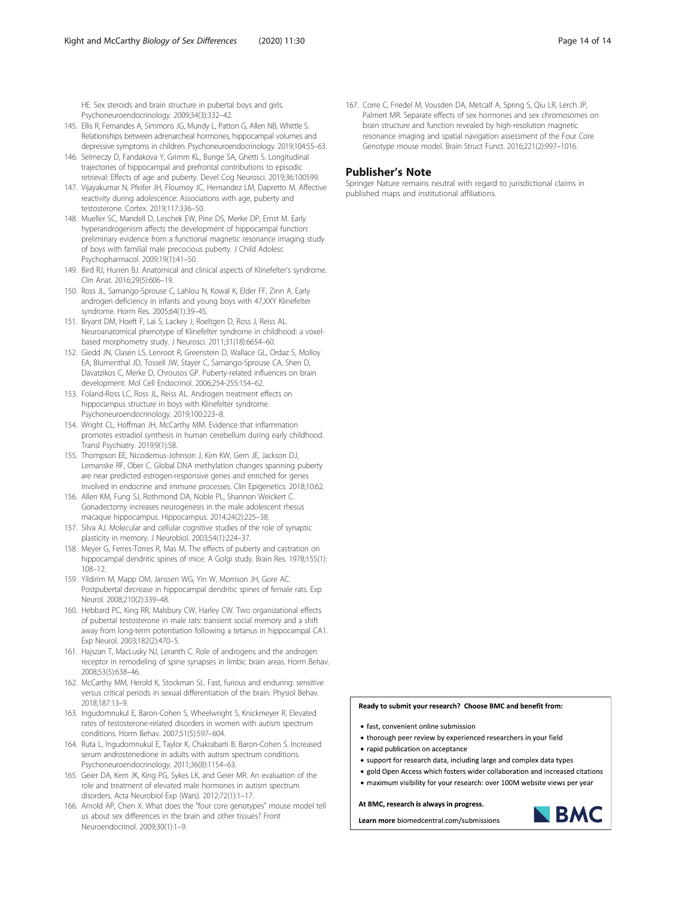HE. Sex steroids and brain structure in pubertal boys and girls. Psychoneuroendocrinology. 2009;34(3):332–42.

145. Ellis R, Fernandes A, Simmons JG, Mundy L, Patton G, Allen NB, Whittle S. Relationships between adrenarcheal hormones, hippocampal volumes and depressive symptoms in children. Psychoneuroendocrinology. 2019;104:55–63.
146. Selmeczy D, Fandakova Y, Grimm KL, Bunge SA, Ghetti S. Longitudinal trajectories of hippocampal and prefrontal contributions to episodic retrieval: Effects of age and puberty. Devel Cog Neurosci. 2019;36:100599.
147. Vijayakumar N, Pfeifer JH, Flournoy JC, Hernandez LM, Dapretto M. Affective reactivity during adolescence: Associations with age, puberty and testosterone. Cortex. 2019;117:336–50.
148. Mueller SC, Mandell D, Leschek EW, Pine DS, Merke DP, Ernst M. Early hyperandrogenism affects the development of hippocampal function: preliminary evidence from a functional magnetic resonance imaging study of boys with familial male precocious puberty. J Child Adolesc Psychopharmacol. 2009;19(1):41–50.
149. Bird RJ, Hurren BJ. Anatomical and clinical aspects of Klinefelter's syndrome. Clin Anat. 2016;29(5):606–19.
150. Ross JL, Samango-Sprouse C, Lahlou N, Kowal K, Elder FF, Zinn A. Early androgen deficiency in infants and young boys with 47,XXY Klinefelter syndrome. Horm Res. 2005;64(1):39–45.
151. Bryant DM, Hoeft F, Lai S, Lackey J, Roeltgen D, Ross J, Reiss AL. Neuroanatomical phenotype of Klinefelter syndrome in childhood: a voxel-based morphometry study. J Neurosci. 2011;31(18):6654–60.
152. Giedd JN, Clasen LS, Lenroot R, Greenstein D, Wallace GL, Ordaz S, Molloy EA, Blumenthal JD, Tossell JW, Stayer C, Samango-Sprouse CA, Shen D, Davatzikos C, Merke D, Chrousos GP. Puberty-related influences on brain development. Mol Cell Endocrinol. 2006;254-255:154–62.
153. Foland-Ross LC, Ross JL, Reiss AL. Androgen treatment effects on hippocampus structure in boys with Klinefelter syndrome. Psychoneuroendocrinology. 2019;100:223–8.
154. Wright CL, Hoffman JH, McCarthy MM. Evidence that inflammation promotes estradiol synthesis in human cerebellum during early childhood. Transl Psychiatry. 2019;9(1):58.
155. Thompson EE, Nicodemus-Johnson J, Kim KW, Gern JE, Jackson DJ, Lemanske RF, Ober C. Global DNA methylation changes spanning puberty are near predicted estrogen-responsive genes and enriched for genes involved in endocrine and immune processes. Clin Epigenetics. 2018;10:62.
156. Allen KM, Fung SJ, Rothmond DA, Noble PL, Shannon Weickert C. Gonadectomy increases neurogenesis in the male adolescent rhesus macaque hippocampus. Hippocampus. 2014;24(2):225–38.
157. Silva AJ. Molecular and cellular cognitive studies of the role of synaptic plasticity in memory. J Neurobiol. 2003;54(1):224–37.
158. Meyer G, Ferres-Torres R, Mas M. The effects of puberty and castration on hippocampal dendritic spines of mice. A Golgi study. Brain Res. 1978;155(1):108–12.
159. Yildirim M, Mapp OM, Janssen WG, Yin W, Morrison JH, Gore AC. Postpubertal decrease in hippocampal dendritic spines of female rats. Exp Neurol. 2008;210(2):339–48.
160. Hebbard PC, King RR, Malsbury CW, Harley CW. Two organizational effects of pubertal testosterone in male rats: transient social memory and a shift away from long-term potentiation following a tetanus in hippocampal CA1. Exp Neurol. 2003;182(2):470–5.
161. Hajszan T, MacLusky NJ, Leranth C. Role of androgens and the androgen receptor in remodeling of spine synapses in limbic brain areas. Horm Behav. 2008;53(5):638–46.
162. McCarthy MM, Herold K, Stockman SL. Fast, furious and enduring: sensitive versus critical periods in sexual differentiation of the brain. Physiol Behav. 2018;187:13–9.
163. Ingudomnukul E, Baron-Cohen S, Wheelwright S, Knickmeyer R. Elevated rates of testosterone-related disorders in women with autism spectrum conditions. Horm Behav. 2007;51(5):597–604.
164. Ruta L, Ingudomnukul E, Taylor K, Chakrabarti B, Baron-Cohen S. Increased serum androstenedione in adults with autism spectrum conditions. Psychoneuroendocrinology. 2011;36(8):1154–63.
165. Geier DA, Kern JK, King PG, Sykes LK, and Geier MR. An evaluation of the role and treatment of elevated male hormones in autism spectrum disorders. Acta Neurobiol Exp (Wars). 2012;72(1):1–17.
166. Arnold AP, Chen X. What does the "four core genotypes" mouse model tell us about sex differences in the brain and other tissues? Front Neuroendocrinol. 2009;30(1):1–9.
167. Corre C, Friedel M, Vousden DA, Metcalf A, Spring S, Qiu LR, Lerch JP, Palmert MR. Separate effects of sex hormones and sex chromosomes on brain structure and function revealed by high-resolution magnetic resonance imaging and spatial navigation assessment of the Four Core Genotype mouse model. Brain Struct Funct. 2016;221(2):997–1016.

## Publisher's Note

Springer Nature remains neutral with regard to jurisdictional claims in published maps and institutional affiliations.

**Ready to submit your research? Choose BMC and benefit from:**

- fast, convenient online submission
- thorough peer review by experienced researchers in your field
- rapid publication on acceptance
- support for research data, including large and complex data types
- gold Open Access which fosters wider collaboration and increased citations
- maximum visibility for your research: over 100M website views per year

**At BMC, research is always in progress.**

**Learn more** biomedcentral.com/submissions

BMC